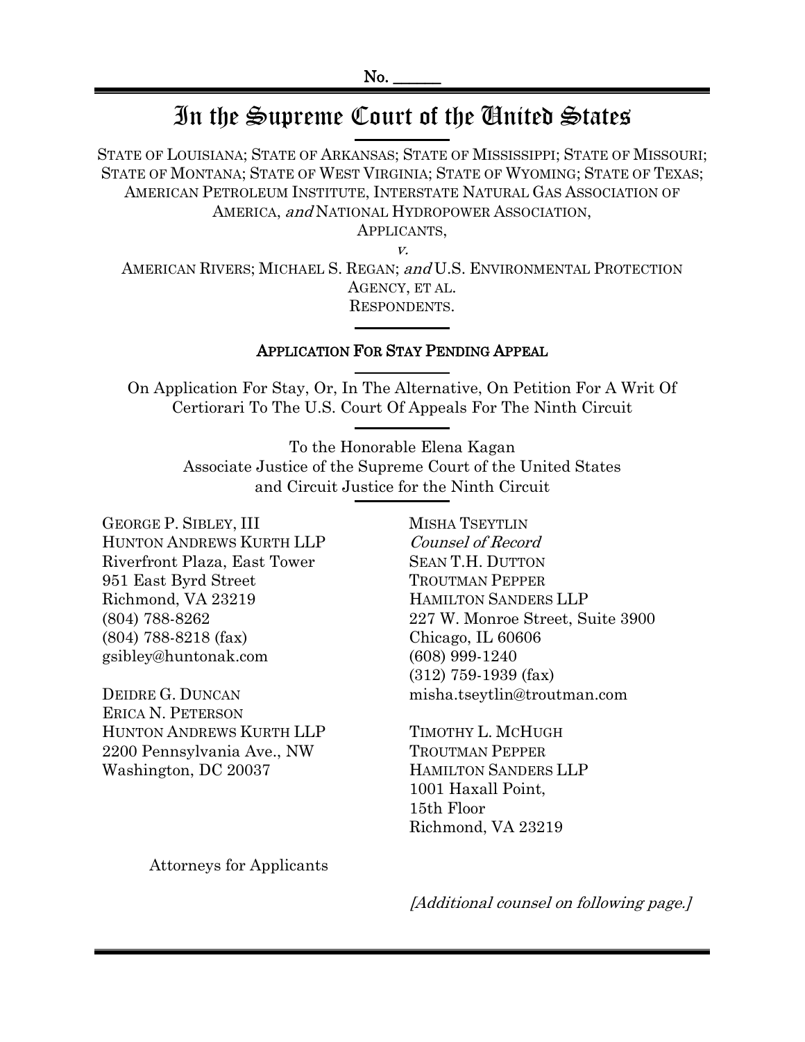No. ______

# In the Supreme Court of the United States

STATE OF LOUISIANA; STATE OF ARKANSAS; STATE OF MISSISSIPPI; STATE OF MISSOURI; STATE OF MONTANA; STATE OF WEST VIRGINIA; STATE OF WYOMING; STATE OF TEXAS; AMERICAN PETROLEUM INSTITUTE, INTERSTATE NATURAL GAS ASSOCIATION OF AMERICA, *and* NATIONAL HYDROPOWER ASSOCIATION,
APPLICANTS,

*v.*

AMERICAN RIVERS; MICHAEL S. REGAN; *and* U.S. ENVIRONMENTAL PROTECTION AGENCY, ET AL.
RESPONDENTS.

## APPLICATION FOR STAY PENDING APPEAL

On Application For Stay, Or, In The Alternative, On Petition For A Writ Of Certiorari To The U.S. Court Of Appeals For The Ninth Circuit

To the Honorable Elena Kagan
Associate Justice of the Supreme Court of the United States
and Circuit Justice for the Ninth Circuit

GEORGE P. SIBLEY, III
HUNTON ANDREWS KURTH LLP
Riverfront Plaza, East Tower
951 East Byrd Street
Richmond, VA 23219
(804) 788-8262
(804) 788-8218 (fax)
gsibley@huntonak.com

DEIDRE G. DUNCAN
ERICA N. PETERSON
HUNTON ANDREWS KURTH LLP
2200 Pennsylvania Ave., NW
Washington, DC 20037

MISHA TSEYTLIN
*Counsel of Record*
SEAN T.H. DUTTON
TROUTMAN PEPPER
HAMILTON SANDERS LLP
227 W. Monroe Street, Suite 3900
Chicago, IL 60606
(608) 999-1240
(312) 759-1939 (fax)
misha.tseytlin@troutman.com

TIMOTHY L. MCHUGH
TROUTMAN PEPPER
HAMILTON SANDERS LLP
1001 Haxall Point,
15th Floor
Richmond, VA 23219

Attorneys for Applicants

*[Additional counsel on following page.]*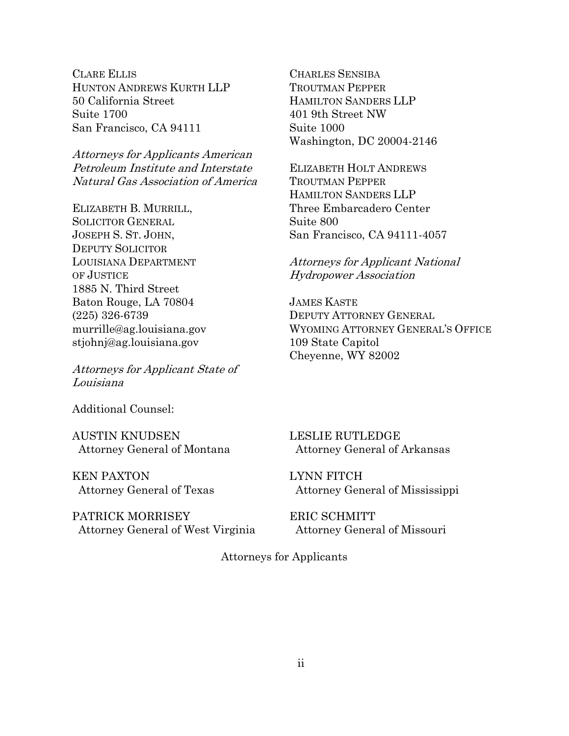CLARE ELLIS
HUNTON ANDREWS KURTH LLP
50 California Street
Suite 1700
San Francisco, CA 94111

*Attorneys for Applicants American Petroleum Institute and Interstate Natural Gas Association of America*

ELIZABETH B. MURRILL,
SOLICITOR GENERAL
JOSEPH S. ST. JOHN,
DEPUTY SOLICITOR
LOUISIANA DEPARTMENT
OF JUSTICE
1885 N. Third Street
Baton Rouge, LA 70804
(225) 326-6739
murrille@ag.louisiana.gov
stjohnj@ag.louisiana.gov

*Attorneys for Applicant State of Louisiana*

CHARLES SENSIBA
TROUTMAN PEPPER
HAMILTON SANDERS LLP
401 9th Street NW
Suite 1000
Washington, DC 20004-2146

ELIZABETH HOLT ANDREWS
TROUTMAN PEPPER
HAMILTON SANDERS LLP
Three Embarcadero Center
Suite 800
San Francisco, CA 94111-4057

*Attorneys for Applicant National Hydropower Association*

JAMES KASTE
DEPUTY ATTORNEY GENERAL
WYOMING ATTORNEY GENERAL'S OFFICE
109 State Capitol
Cheyenne, WY 82002

Additional Counsel:

AUSTIN KNUDSEN
Attorney General of Montana

KEN PAXTON
Attorney General of Texas

PATRICK MORRISEY
Attorney General of West Virginia

LESLIE RUTLEDGE
Attorney General of Arkansas

LYNN FITCH
Attorney General of Mississippi

ERIC SCHMITT
Attorney General of Missouri

Attorneys for Applicants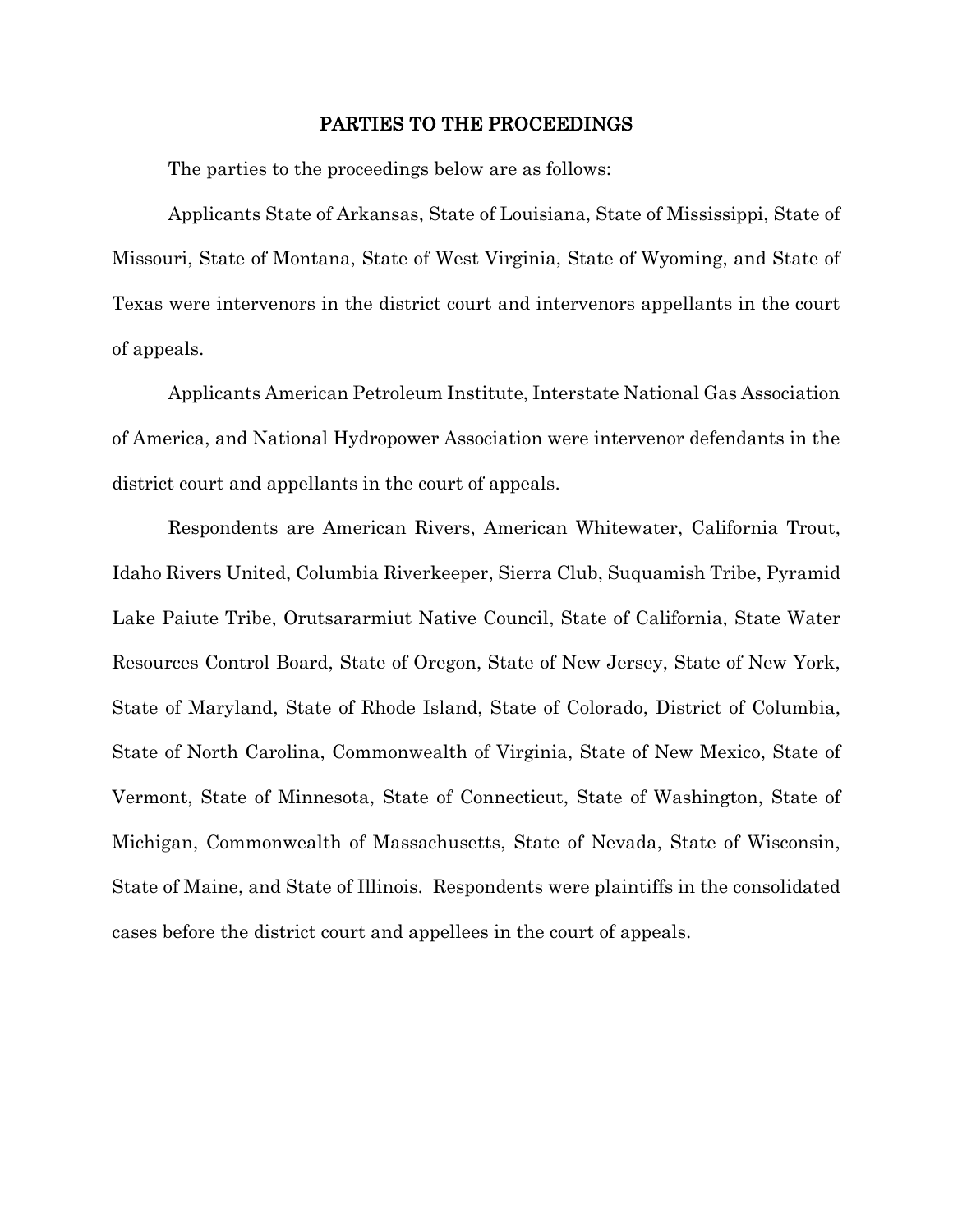## PARTIES TO THE PROCEEDINGS

The parties to the proceedings below are as follows:

Applicants State of Arkansas, State of Louisiana, State of Mississippi, State of Missouri, State of Montana, State of West Virginia, State of Wyoming, and State of Texas were intervenors in the district court and intervenors appellants in the court of appeals.

Applicants American Petroleum Institute, Interstate National Gas Association of America, and National Hydropower Association were intervenor defendants in the district court and appellants in the court of appeals.

Respondents are American Rivers, American Whitewater, California Trout, Idaho Rivers United, Columbia Riverkeeper, Sierra Club, Suquamish Tribe, Pyramid Lake Paiute Tribe, Orutsararmiut Native Council, State of California, State Water Resources Control Board, State of Oregon, State of New Jersey, State of New York, State of Maryland, State of Rhode Island, State of Colorado, District of Columbia, State of North Carolina, Commonwealth of Virginia, State of New Mexico, State of Vermont, State of Minnesota, State of Connecticut, State of Washington, State of Michigan, Commonwealth of Massachusetts, State of Nevada, State of Wisconsin, State of Maine, and State of Illinois. Respondents were plaintiffs in the consolidated cases before the district court and appellees in the court of appeals.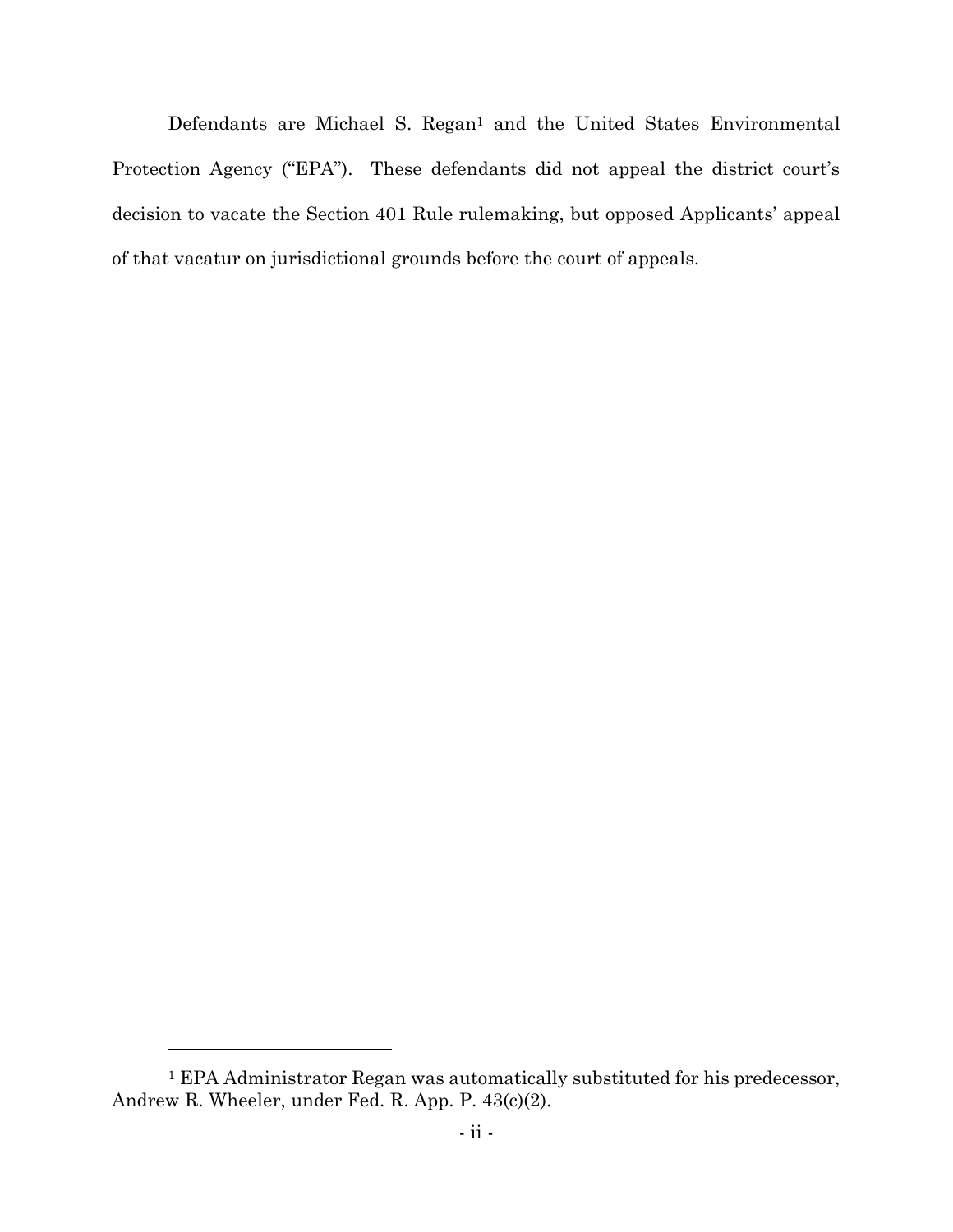Defendants are Michael S. Regan[1] and the United States Environmental Protection Agency ("EPA"). These defendants did not appeal the district court's decision to vacate the Section 401 Rule rulemaking, but opposed Applicants' appeal of that vacatur on jurisdictional grounds before the court of appeals.

---

[1] EPA Administrator Regan was automatically substituted for his predecessor, Andrew R. Wheeler, under Fed. R. App. P. 43(c)(2).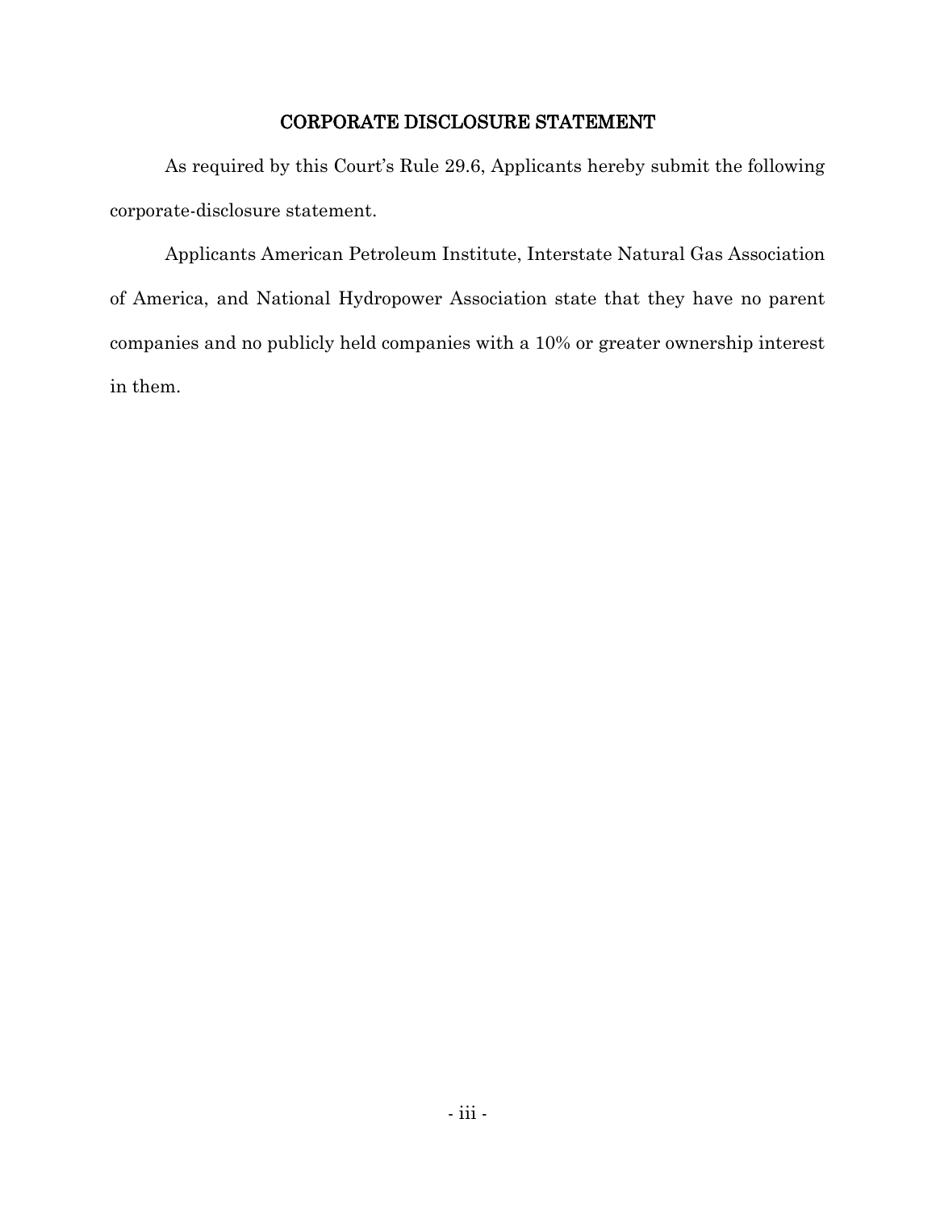## CORPORATE DISCLOSURE STATEMENT

As required by this Court's Rule 29.6, Applicants hereby submit the following corporate-disclosure statement.

Applicants American Petroleum Institute, Interstate Natural Gas Association of America, and National Hydropower Association state that they have no parent companies and no publicly held companies with a 10% or greater ownership interest in them.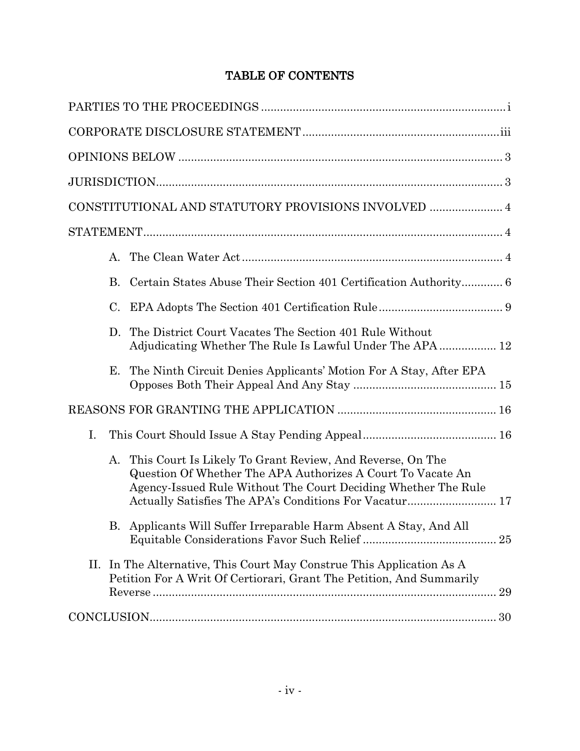# TABLE OF CONTENTS

PARTIES TO THE PROCEEDINGS ... i

CORPORATE DISCLOSURE STATEMENT ... iii

OPINIONS BELOW ... 3

JURISDICTION ... 3

CONSTITUTIONAL AND STATUTORY PROVISIONS INVOLVED ... 4

STATEMENT ... 4

- A. The Clean Water Act ... 4
- B. Certain States Abuse Their Section 401 Certification Authority ... 6
- C. EPA Adopts The Section 401 Certification Rule ... 9
- D. The District Court Vacates The Section 401 Rule Without Adjudicating Whether The Rule Is Lawful Under The APA ... 12
- E. The Ninth Circuit Denies Applicants' Motion For A Stay, After EPA Opposes Both Their Appeal And Any Stay ... 15

REASONS FOR GRANTING THE APPLICATION ... 16

- I. This Court Should Issue A Stay Pending Appeal ... 16
  - A. This Court Is Likely To Grant Review, And Reverse, On The Question Of Whether The APA Authorizes A Court To Vacate An Agency-Issued Rule Without The Court Deciding Whether The Rule Actually Satisfies The APA's Conditions For Vacatur ... 17
  - B. Applicants Will Suffer Irreparable Harm Absent A Stay, And All Equitable Considerations Favor Such Relief ... 25
- II. In The Alternative, This Court May Construe This Application As A Petition For A Writ Of Certiorari, Grant The Petition, And Summarily Reverse ... 29

CONCLUSION ... 30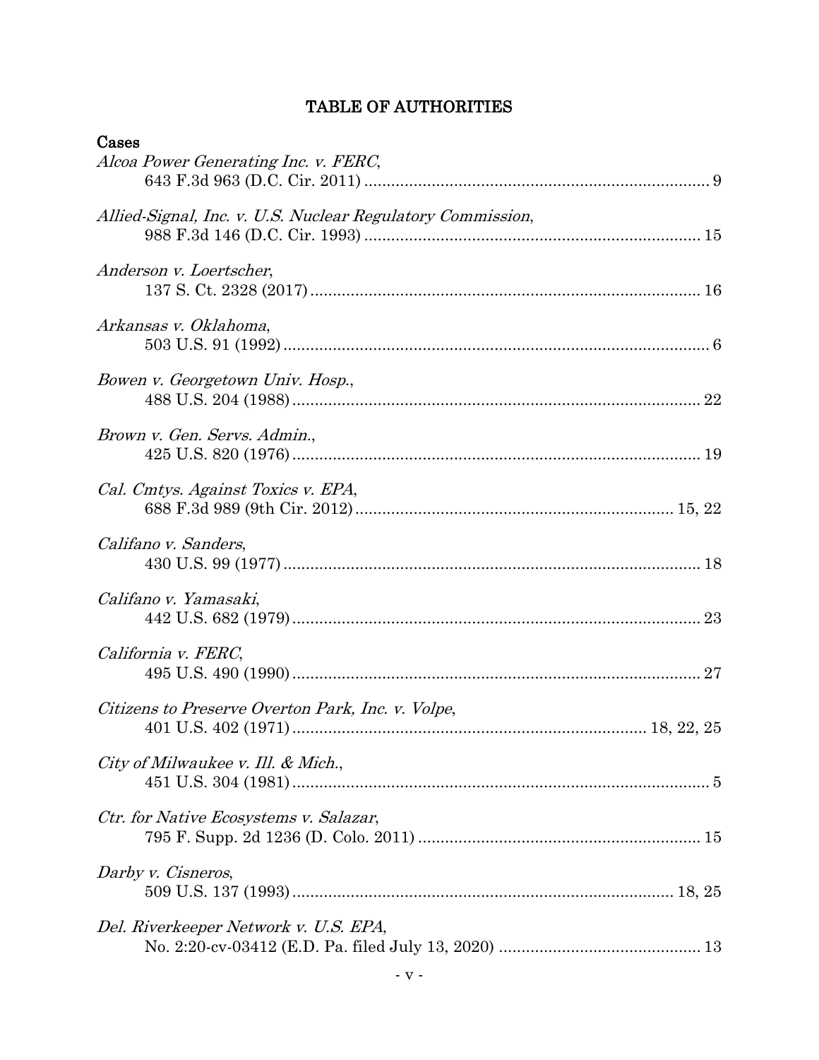# TABLE OF AUTHORITIES

## Cases

*Alcoa Power Generating Inc. v. FERC*,
643 F.3d 963 (D.C. Cir. 2011) ........................................................................... 9

*Allied-Signal, Inc. v. U.S. Nuclear Regulatory Commission*,
988 F.3d 146 (D.C. Cir. 1993) ......................................................................... 15

*Anderson v. Loertscher*,
137 S. Ct. 2328 (2017) ..................................................................................... 16

*Arkansas v. Oklahoma*,
503 U.S. 91 (1992) ............................................................................................. 6

*Bowen v. Georgetown Univ. Hosp.*,
488 U.S. 204 (1988) ......................................................................................... 22

*Brown v. Gen. Servs. Admin.*,
425 U.S. 820 (1976) ......................................................................................... 19

*Cal. Cmtys. Against Toxics v. EPA*,
688 F.3d 989 (9th Cir. 2012) ..................................................................... 15, 22

*Califano v. Sanders*,
430 U.S. 99 (1977) ........................................................................................... 18

*Califano v. Yamasaki*,
442 U.S. 682 (1979) ......................................................................................... 23

*California v. FERC*,
495 U.S. 490 (1990) ......................................................................................... 27

*Citizens to Preserve Overton Park, Inc. v. Volpe*,
401 U.S. 402 (1971) ............................................................................ 18, 22, 25

*City of Milwaukee v. Ill. & Mich.*,
451 U.S. 304 (1981) ........................................................................................... 5

*Ctr. for Native Ecosystems v. Salazar*,
795 F. Supp. 2d 1236 (D. Colo. 2011) ............................................................. 15

*Darby v. Cisneros*,
509 U.S. 137 (1993) ..................................................................................... 18, 25

*Del. Riverkeeper Network v. U.S. EPA*,
No. 2:20-cv-03412 (E.D. Pa. filed July 13, 2020) ............................................ 13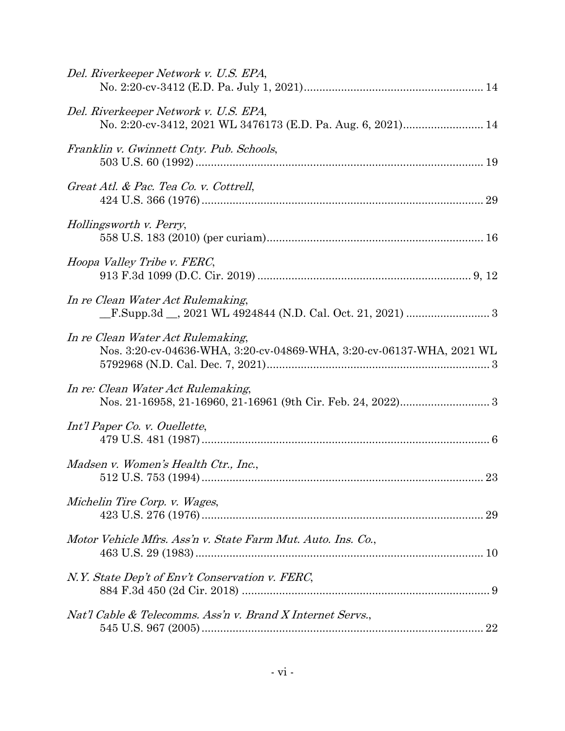*Del. Riverkeeper Network v. U.S. EPA*,
No. 2:20-cv-3412 (E.D. Pa. July 1, 2021) .......................................................... 14

*Del. Riverkeeper Network v. U.S. EPA*,
No. 2:20-cv-3412, 2021 WL 3476173 (E.D. Pa. Aug. 6, 2021) .......................... 14

*Franklin v. Gwinnett Cnty. Pub. Schools*,
503 U.S. 60 (1992) ............................................................................................ 19

*Great Atl. & Pac. Tea Co. v. Cottrell*,
424 U.S. 366 (1976) .......................................................................................... 29

*Hollingsworth v. Perry*,
558 U.S. 183 (2010) (per curiam) ..................................................................... 16

*Hoopa Valley Tribe v. FERC*,
913 F.3d 1099 (D.C. Cir. 2019) ..................................................................... 9, 12

*In re Clean Water Act Rulemaking*,
__F.Supp.3d __, 2021 WL 4924844 (N.D. Cal. Oct. 21, 2021) ........................... 3

*In re Clean Water Act Rulemaking*,
Nos. 3:20-cv-04636-WHA, 3:20-cv-04869-WHA, 3:20-cv-06137-WHA, 2021 WL 5792968 (N.D. Cal. Dec. 7, 2021) ........................................................................ 3

*In re: Clean Water Act Rulemaking*,
Nos. 21-16958, 21-16960, 21-16961 (9th Cir. Feb. 24, 2022) ............................. 3

*Int'l Paper Co. v. Ouellette*,
479 U.S. 481 (1987) ............................................................................................. 6

*Madsen v. Women's Health Ctr., Inc.*,
512 U.S. 753 (1994) .......................................................................................... 23

*Michelin Tire Corp. v. Wages*,
423 U.S. 276 (1976) .......................................................................................... 29

*Motor Vehicle Mfrs. Ass'n v. State Farm Mut. Auto. Ins. Co.*,
463 U.S. 29 (1983) ............................................................................................ 10

*N.Y. State Dep't of Env't Conservation v. FERC*,
884 F.3d 450 (2d Cir. 2018) ................................................................................ 9

*Nat'l Cable & Telecomms. Ass'n v. Brand X Internet Servs.*,
545 U.S. 967 (2005) .......................................................................................... 22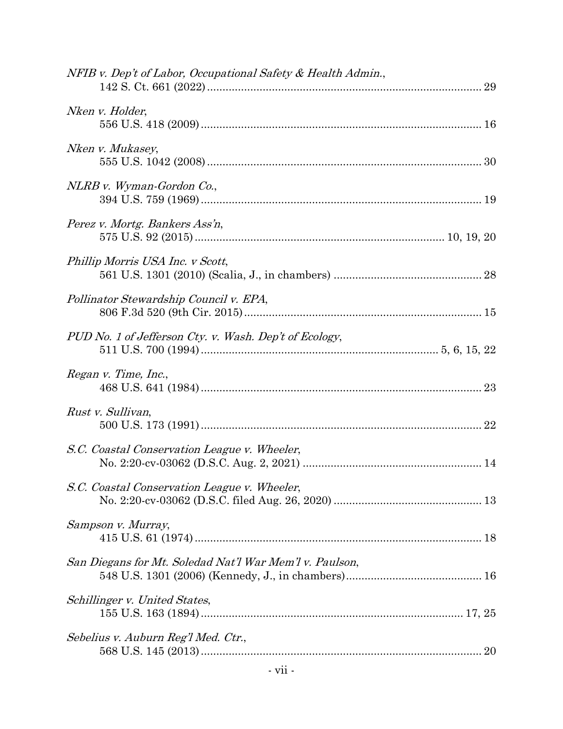*NFIB v. Dep't of Labor, Occupational Safety & Health Admin.*,
142 S. Ct. 661 (2022) ........................................................................................ 29

*Nken v. Holder*,
556 U.S. 418 (2009) .......................................................................................... 16

*Nken v. Mukasey*,
555 U.S. 1042 (2008) ........................................................................................ 30

*NLRB v. Wyman-Gordon Co.*,
394 U.S. 759 (1969) .......................................................................................... 19

*Perez v. Mortg. Bankers Ass'n*,
575 U.S. 92 (2015) .............................................................................. 10, 19, 20

*Phillip Morris USA Inc. v Scott*,
561 U.S. 1301 (2010) (Scalia, J., in chambers) ............................................... 28

*Pollinator Stewardship Council v. EPA*,
806 F.3d 520 (9th Cir. 2015) ............................................................................ 15

*PUD No. 1 of Jefferson Cty. v. Wash. Dep't of Ecology*,
511 U.S. 700 (1994) ............................................................................ 5, 6, 15, 22

*Regan v. Time, Inc.*,
468 U.S. 641 (1984) .......................................................................................... 23

*Rust v. Sullivan*,
500 U.S. 173 (1991) .......................................................................................... 22

*S.C. Coastal Conservation League v. Wheeler*,
No. 2:20-cv-03062 (D.S.C. Aug. 2, 2021) ......................................................... 14

*S.C. Coastal Conservation League v. Wheeler*,
No. 2:20-cv-03062 (D.S.C. filed Aug. 26, 2020) ............................................... 13

*Sampson v. Murray*,
415 U.S. 61 (1974) ............................................................................................ 18

*San Diegans for Mt. Soledad Nat'l War Mem'l v. Paulson*,
548 U.S. 1301 (2006) (Kennedy, J., in chambers) ............................................ 16

*Schillinger v. United States*,
155 U.S. 163 (1894) ..................................................................................... 17, 25

*Sebelius v. Auburn Reg'l Med. Ctr.*,
568 U.S. 145 (2013) .......................................................................................... 20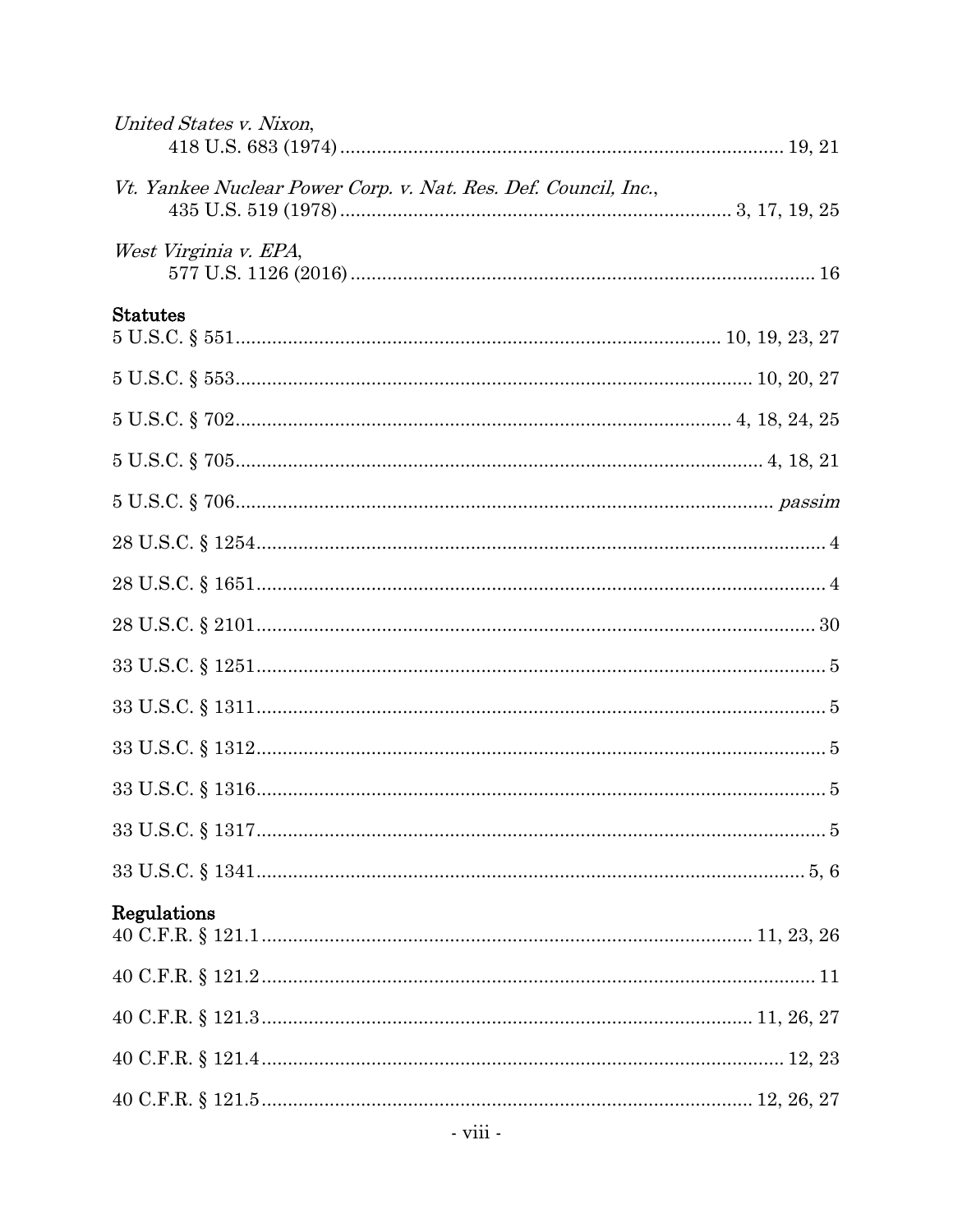*United States v. Nixon*,
418 U.S. 683 (1974) .................................................................................... 19, 21

*Vt. Yankee Nuclear Power Corp. v. Nat. Res. Def. Council, Inc.*,
435 U.S. 519 (1978) ........................................................................ 3, 17, 19, 25

*West Virginia v. EPA*,
577 U.S. 1126 (2016) ....................................................................................... 16

**Statutes**

5 U.S.C. § 551 ........................................................................................ 10, 19, 23, 27

5 U.S.C. § 553 ................................................................................................ 10, 20, 27

5 U.S.C. § 702 .......................................................................................... 4, 18, 24, 25

5 U.S.C. § 705 ..................................................................................................... 4, 18, 21

5 U.S.C. § 706 ............................................................................................................ *passim*

28 U.S.C. § 1254 ........................................................................................................ 4

28 U.S.C. § 1651 ........................................................................................................ 4

28 U.S.C. § 2101 ........................................................................................................ 30

33 U.S.C. § 1251 ........................................................................................................ 5

33 U.S.C. § 1311 ........................................................................................................ 5

33 U.S.C. § 1312 ........................................................................................................ 5

33 U.S.C. § 1316 ........................................................................................................ 5

33 U.S.C. § 1317 ........................................................................................................ 5

33 U.S.C. § 1341 ........................................................................................................ 5, 6

**Regulations**

40 C.F.R. § 121.1 ............................................................................................ 11, 23, 26

40 C.F.R. § 121.2 ........................................................................................................ 11

40 C.F.R. § 121.3 ............................................................................................ 11, 26, 27

40 C.F.R. § 121.4 ................................................................................................ 12, 23

40 C.F.R. § 121.5 ............................................................................................ 12, 26, 27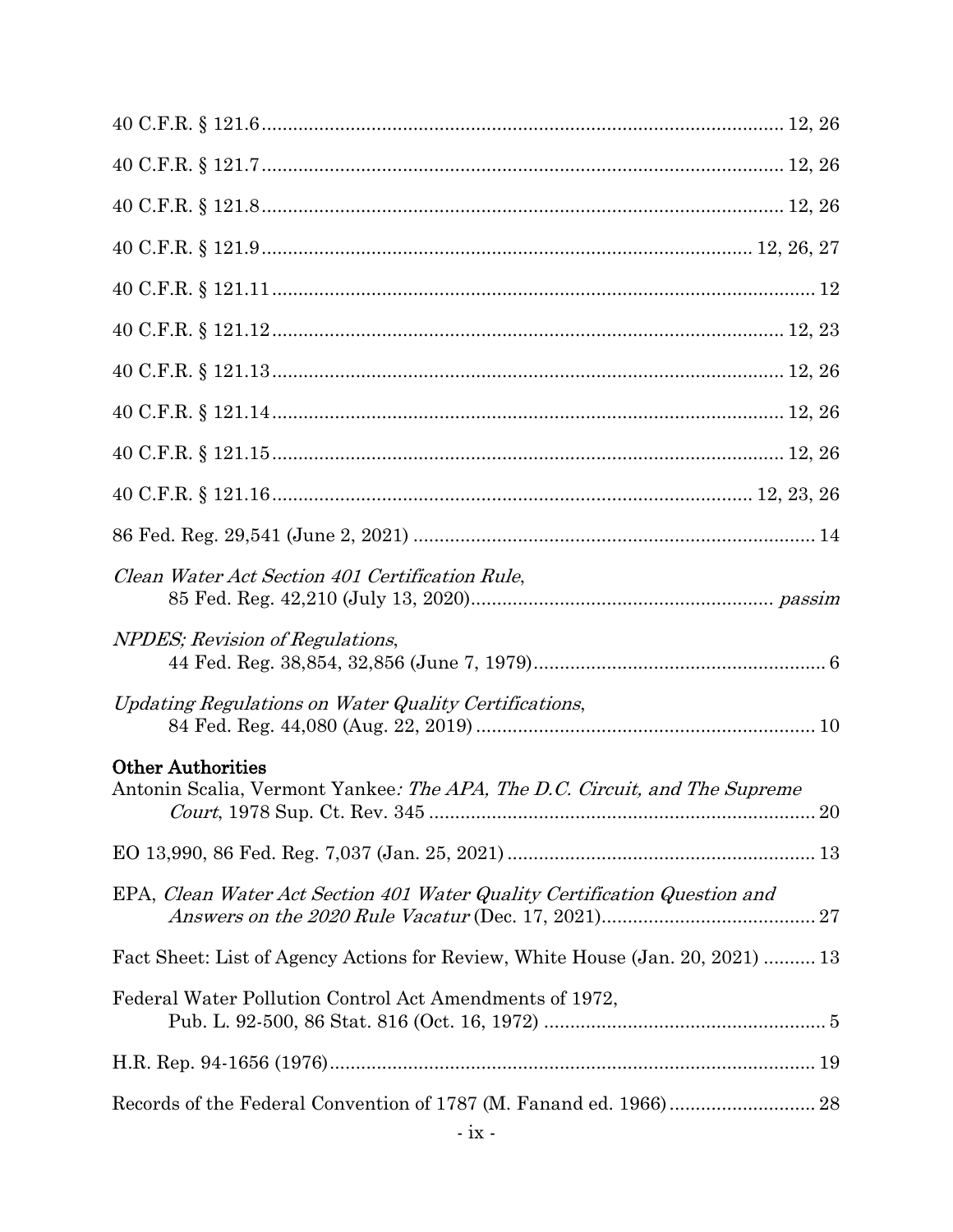40 C.F.R. § 121.6 .......... 12, 26

40 C.F.R. § 121.7 .......... 12, 26

40 C.F.R. § 121.8 .......... 12, 26

40 C.F.R. § 121.9 .......... 12, 26, 27

40 C.F.R. § 121.11 .......... 12

40 C.F.R. § 121.12 .......... 12, 23

40 C.F.R. § 121.13 .......... 12, 26

40 C.F.R. § 121.14 .......... 12, 26

40 C.F.R. § 121.15 .......... 12, 26

40 C.F.R. § 121.16 .......... 12, 23, 26

86 Fed. Reg. 29,541 (June 2, 2021) .......... 14

*Clean Water Act Section 401 Certification Rule*, 85 Fed. Reg. 42,210 (July 13, 2020) .......... *passim*

*NPDES; Revision of Regulations*, 44 Fed. Reg. 38,854, 32,856 (June 7, 1979) .......... 6

*Updating Regulations on Water Quality Certifications*, 84 Fed. Reg. 44,080 (Aug. 22, 2019) .......... 10

**Other Authorities**

Antonin Scalia, Vermont Yankee*: The APA, The D.C. Circuit, and The Supreme Court*, 1978 Sup. Ct. Rev. 345 .......... 20

EO 13,990, 86 Fed. Reg. 7,037 (Jan. 25, 2021) .......... 13

EPA, *Clean Water Act Section 401 Water Quality Certification Question and Answers on the 2020 Rule Vacatur* (Dec. 17, 2021) .......... 27

Fact Sheet: List of Agency Actions for Review, White House (Jan. 20, 2021) .......... 13

Federal Water Pollution Control Act Amendments of 1972, Pub. L. 92-500, 86 Stat. 816 (Oct. 16, 1972) .......... 5

H.R. Rep. 94-1656 (1976) .......... 19

Records of the Federal Convention of 1787 (M. Fanand ed. 1966) .......... 28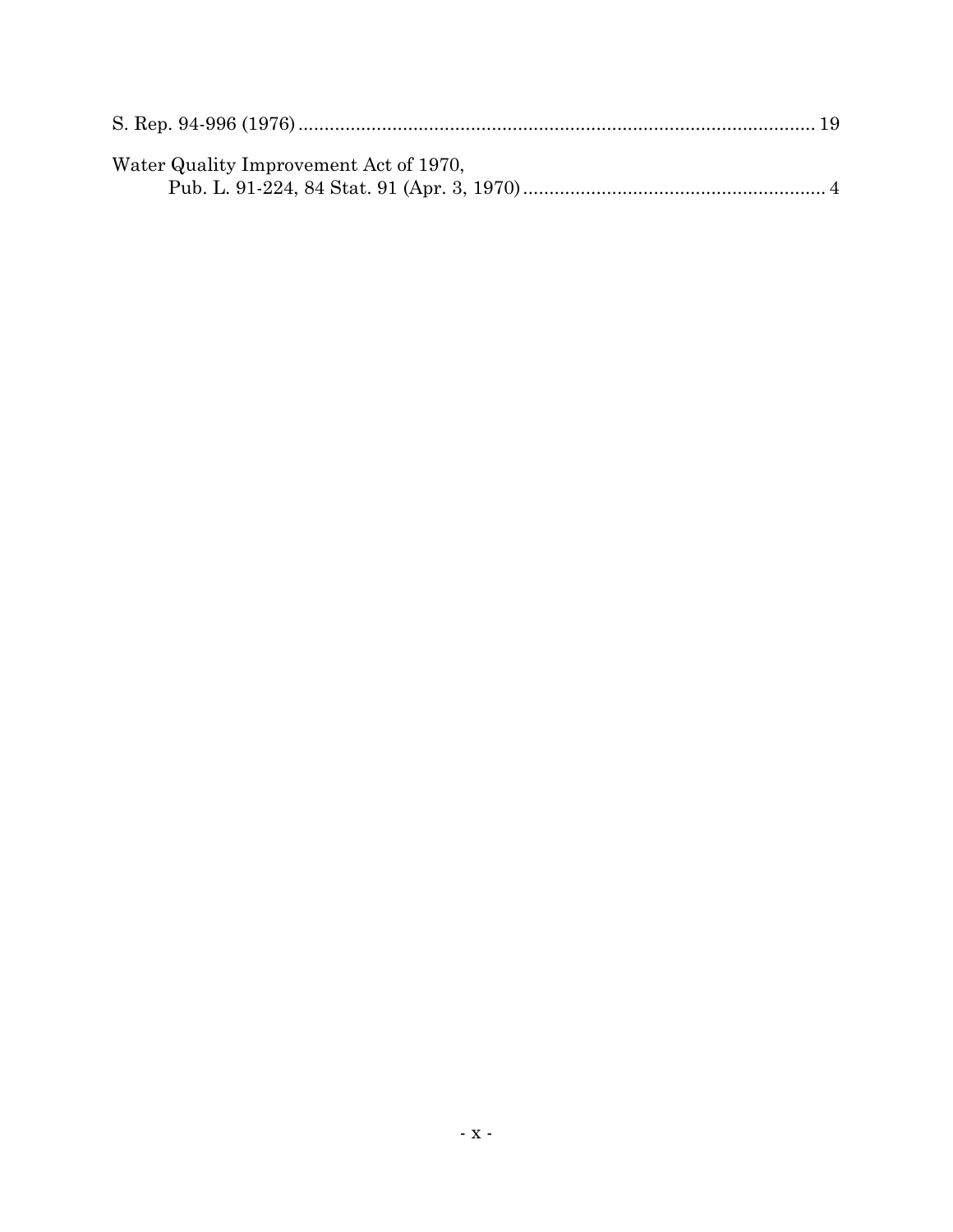S. Rep. 94-996 (1976) ........................................................................................................ 19

Water Quality Improvement Act of 1970,
    Pub. L. 91-224, 84 Stat. 91 (Apr. 3, 1970) ............................................................ 4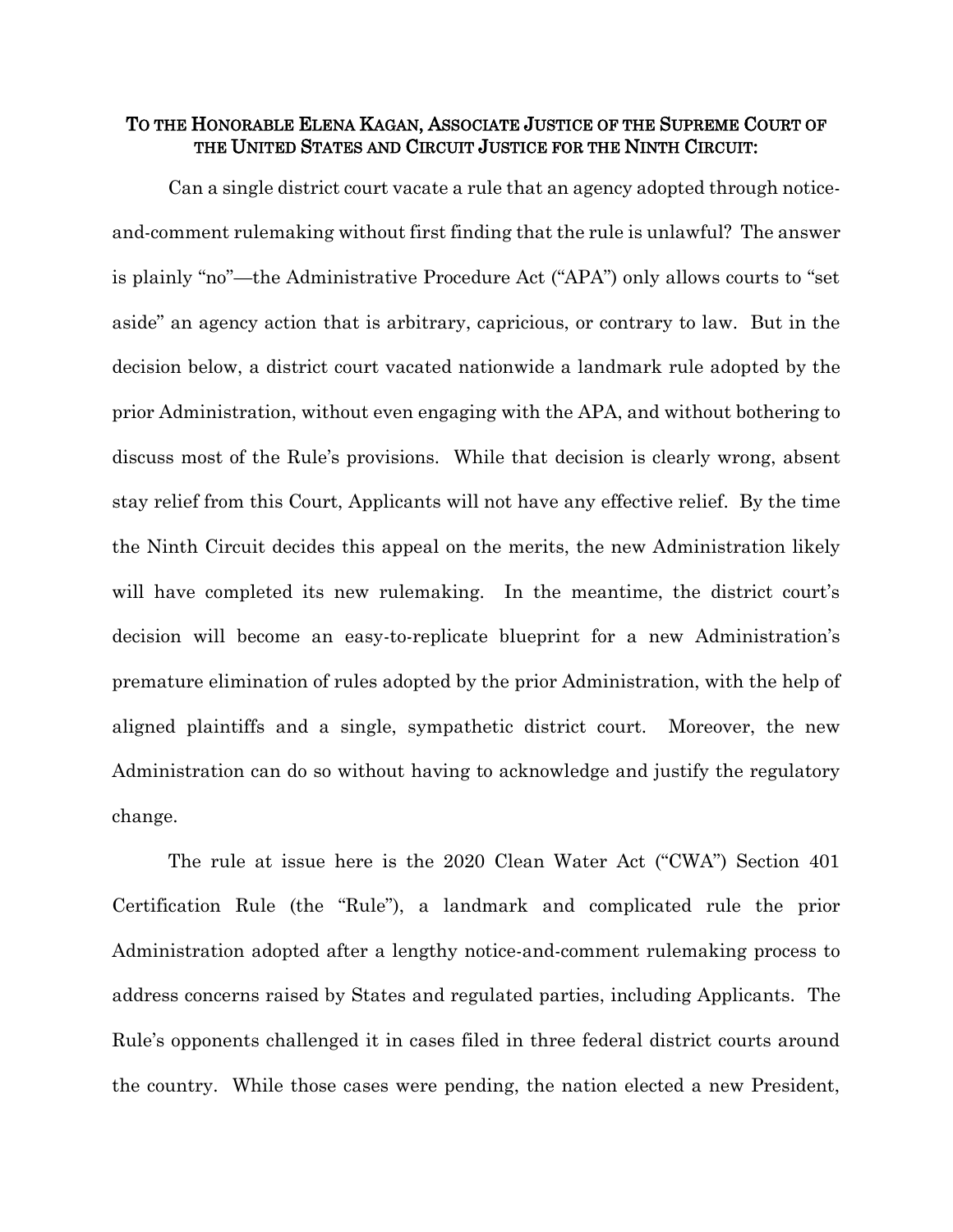**TO THE HONORABLE ELENA KAGAN, ASSOCIATE JUSTICE OF THE SUPREME COURT OF THE UNITED STATES AND CIRCUIT JUSTICE FOR THE NINTH CIRCUIT:**

Can a single district court vacate a rule that an agency adopted through notice-and-comment rulemaking without first finding that the rule is unlawful? The answer is plainly "no"—the Administrative Procedure Act ("APA") only allows courts to "set aside" an agency action that is arbitrary, capricious, or contrary to law. But in the decision below, a district court vacated nationwide a landmark rule adopted by the prior Administration, without even engaging with the APA, and without bothering to discuss most of the Rule's provisions. While that decision is clearly wrong, absent stay relief from this Court, Applicants will not have any effective relief. By the time the Ninth Circuit decides this appeal on the merits, the new Administration likely will have completed its new rulemaking. In the meantime, the district court's decision will become an easy-to-replicate blueprint for a new Administration's premature elimination of rules adopted by the prior Administration, with the help of aligned plaintiffs and a single, sympathetic district court. Moreover, the new Administration can do so without having to acknowledge and justify the regulatory change.

The rule at issue here is the 2020 Clean Water Act ("CWA") Section 401 Certification Rule (the "Rule"), a landmark and complicated rule the prior Administration adopted after a lengthy notice-and-comment rulemaking process to address concerns raised by States and regulated parties, including Applicants. The Rule's opponents challenged it in cases filed in three federal district courts around the country. While those cases were pending, the nation elected a new President,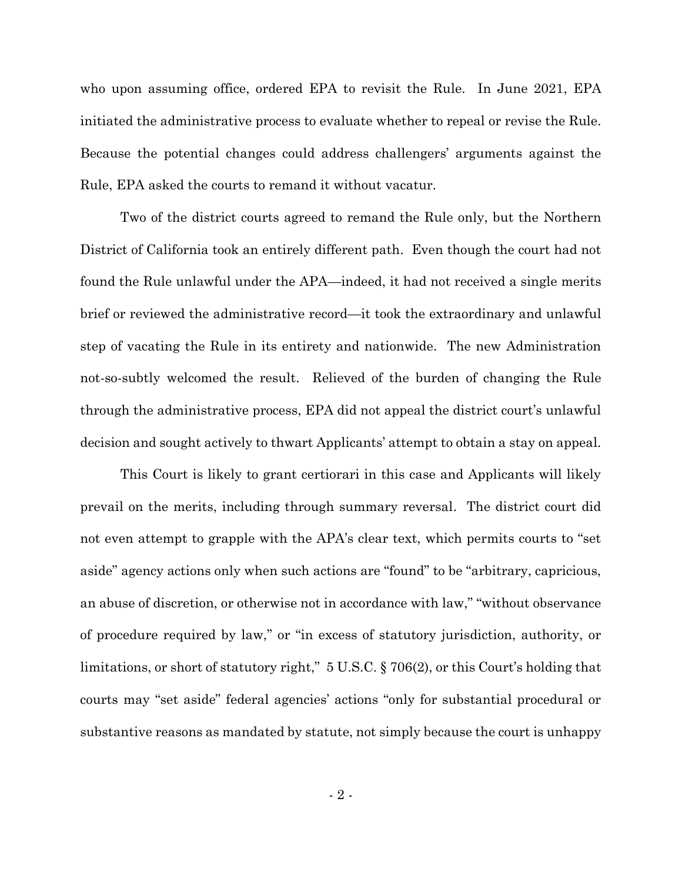who upon assuming office, ordered EPA to revisit the Rule. In June 2021, EPA initiated the administrative process to evaluate whether to repeal or revise the Rule. Because the potential changes could address challengers' arguments against the Rule, EPA asked the courts to remand it without vacatur.

Two of the district courts agreed to remand the Rule only, but the Northern District of California took an entirely different path. Even though the court had not found the Rule unlawful under the APA—indeed, it had not received a single merits brief or reviewed the administrative record—it took the extraordinary and unlawful step of vacating the Rule in its entirety and nationwide. The new Administration not-so-subtly welcomed the result. Relieved of the burden of changing the Rule through the administrative process, EPA did not appeal the district court's unlawful decision and sought actively to thwart Applicants' attempt to obtain a stay on appeal.

This Court is likely to grant certiorari in this case and Applicants will likely prevail on the merits, including through summary reversal. The district court did not even attempt to grapple with the APA's clear text, which permits courts to "set aside" agency actions only when such actions are "found" to be "arbitrary, capricious, an abuse of discretion, or otherwise not in accordance with law," "without observance of procedure required by law," or "in excess of statutory jurisdiction, authority, or limitations, or short of statutory right," 5 U.S.C. § 706(2), or this Court's holding that courts may "set aside" federal agencies' actions "only for substantial procedural or substantive reasons as mandated by statute, not simply because the court is unhappy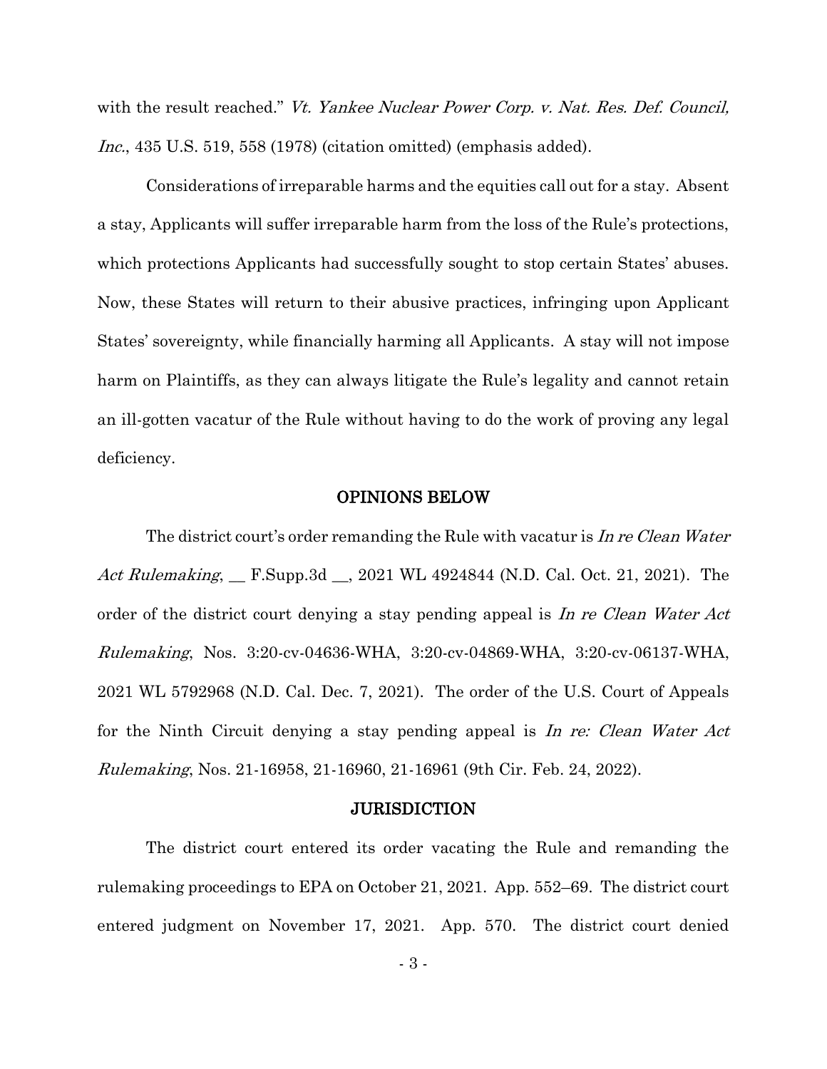with the result reached." *Vt. Yankee Nuclear Power Corp. v. Nat. Res. Def. Council, Inc.*, 435 U.S. 519, 558 (1978) (citation omitted) (emphasis added).

Considerations of irreparable harms and the equities call out for a stay. Absent a stay, Applicants will suffer irreparable harm from the loss of the Rule's protections, which protections Applicants had successfully sought to stop certain States' abuses. Now, these States will return to their abusive practices, infringing upon Applicant States' sovereignty, while financially harming all Applicants. A stay will not impose harm on Plaintiffs, as they can always litigate the Rule's legality and cannot retain an ill-gotten vacatur of the Rule without having to do the work of proving any legal deficiency.

## OPINIONS BELOW

The district court's order remanding the Rule with vacatur is *In re Clean Water Act Rulemaking*, __ F.Supp.3d __, 2021 WL 4924844 (N.D. Cal. Oct. 21, 2021). The order of the district court denying a stay pending appeal is *In re Clean Water Act Rulemaking*, Nos. 3:20-cv-04636-WHA, 3:20-cv-04869-WHA, 3:20-cv-06137-WHA, 2021 WL 5792968 (N.D. Cal. Dec. 7, 2021). The order of the U.S. Court of Appeals for the Ninth Circuit denying a stay pending appeal is *In re: Clean Water Act Rulemaking*, Nos. 21-16958, 21-16960, 21-16961 (9th Cir. Feb. 24, 2022).

## JURISDICTION

The district court entered its order vacating the Rule and remanding the rulemaking proceedings to EPA on October 21, 2021. App. 552–69. The district court entered judgment on November 17, 2021. App. 570. The district court denied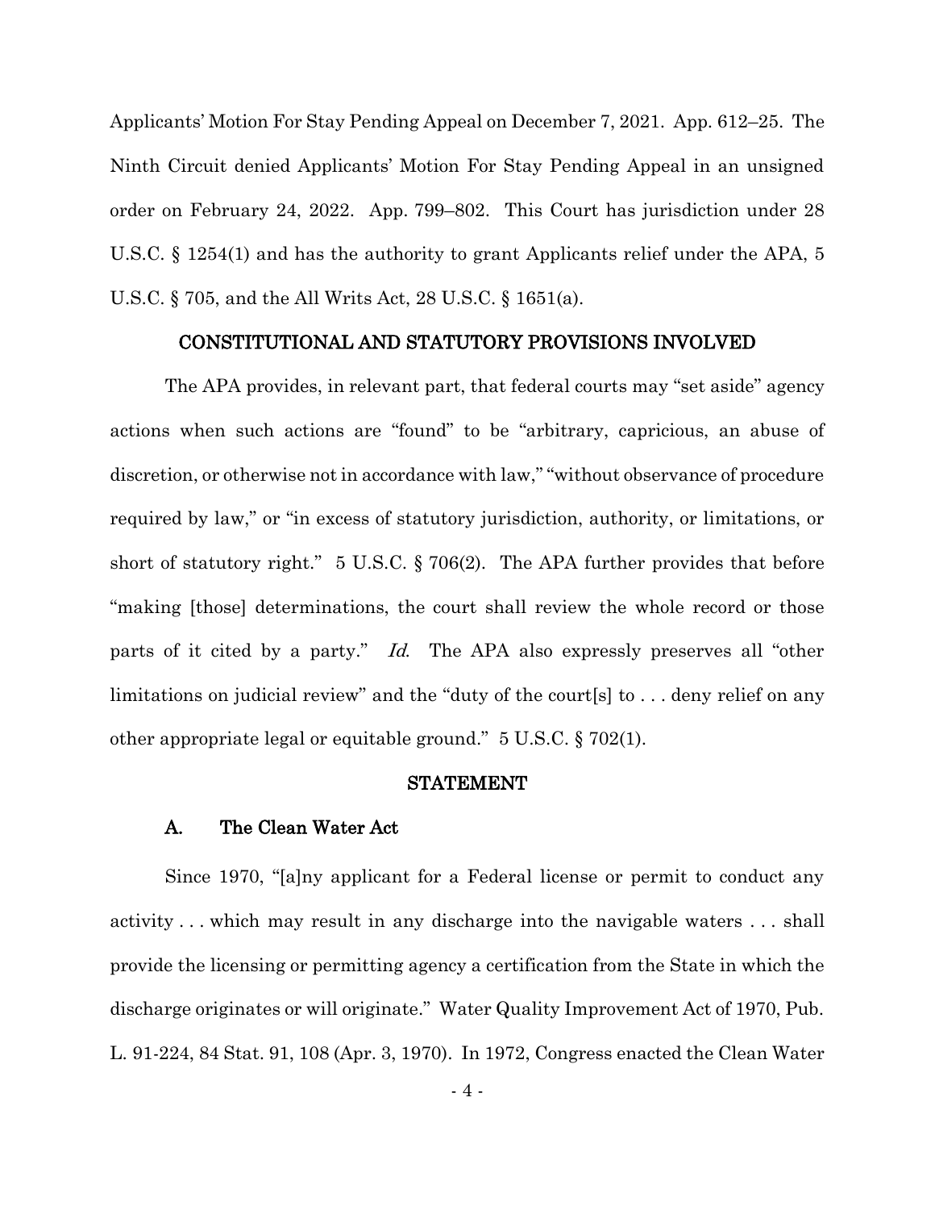Applicants' Motion For Stay Pending Appeal on December 7, 2021. App. 612–25. The Ninth Circuit denied Applicants' Motion For Stay Pending Appeal in an unsigned order on February 24, 2022. App. 799–802. This Court has jurisdiction under 28 U.S.C. § 1254(1) and has the authority to grant Applicants relief under the APA, 5 U.S.C. § 705, and the All Writs Act, 28 U.S.C. § 1651(a).

## CONSTITUTIONAL AND STATUTORY PROVISIONS INVOLVED

The APA provides, in relevant part, that federal courts may "set aside" agency actions when such actions are "found" to be "arbitrary, capricious, an abuse of discretion, or otherwise not in accordance with law," "without observance of procedure required by law," or "in excess of statutory jurisdiction, authority, or limitations, or short of statutory right." 5 U.S.C. § 706(2). The APA further provides that before "making [those] determinations, the court shall review the whole record or those parts of it cited by a party." *Id.* The APA also expressly preserves all "other limitations on judicial review" and the "duty of the court[s] to . . . deny relief on any other appropriate legal or equitable ground." 5 U.S.C. § 702(1).

## STATEMENT

### A. The Clean Water Act

Since 1970, "[a]ny applicant for a Federal license or permit to conduct any activity . . . which may result in any discharge into the navigable waters . . . shall provide the licensing or permitting agency a certification from the State in which the discharge originates or will originate." Water Quality Improvement Act of 1970, Pub. L. 91-224, 84 Stat. 91, 108 (Apr. 3, 1970). In 1972, Congress enacted the Clean Water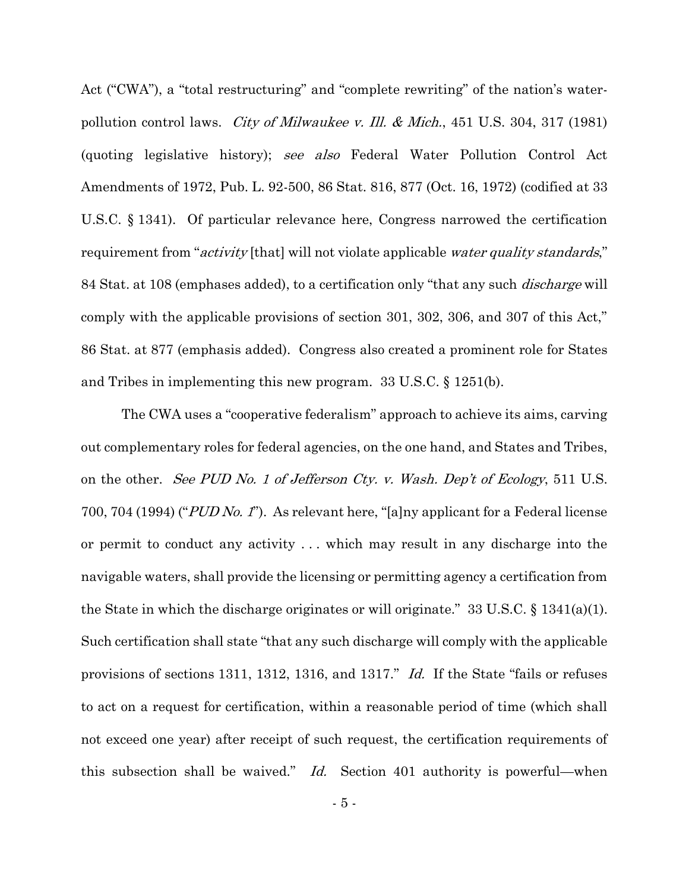Act ("CWA"), a "total restructuring" and "complete rewriting" of the nation's water-pollution control laws. *City of Milwaukee v. Ill. & Mich.*, 451 U.S. 304, 317 (1981) (quoting legislative history); *see also* Federal Water Pollution Control Act Amendments of 1972, Pub. L. 92-500, 86 Stat. 816, 877 (Oct. 16, 1972) (codified at 33 U.S.C. § 1341). Of particular relevance here, Congress narrowed the certification requirement from "*activity* [that] will not violate applicable *water quality standards*," 84 Stat. at 108 (emphases added), to a certification only "that any such *discharge* will comply with the applicable provisions of section 301, 302, 306, and 307 of this Act," 86 Stat. at 877 (emphasis added). Congress also created a prominent role for States and Tribes in implementing this new program. 33 U.S.C. § 1251(b).

The CWA uses a "cooperative federalism" approach to achieve its aims, carving out complementary roles for federal agencies, on the one hand, and States and Tribes, on the other. *See PUD No. 1 of Jefferson Cty. v. Wash. Dep't of Ecology*, 511 U.S. 700, 704 (1994) ("*PUD No. 1*"). As relevant here, "[a]ny applicant for a Federal license or permit to conduct any activity . . . which may result in any discharge into the navigable waters, shall provide the licensing or permitting agency a certification from the State in which the discharge originates or will originate." 33 U.S.C. § 1341(a)(1). Such certification shall state "that any such discharge will comply with the applicable provisions of sections 1311, 1312, 1316, and 1317." *Id.* If the State "fails or refuses to act on a request for certification, within a reasonable period of time (which shall not exceed one year) after receipt of such request, the certification requirements of this subsection shall be waived." *Id.* Section 401 authority is powerful—when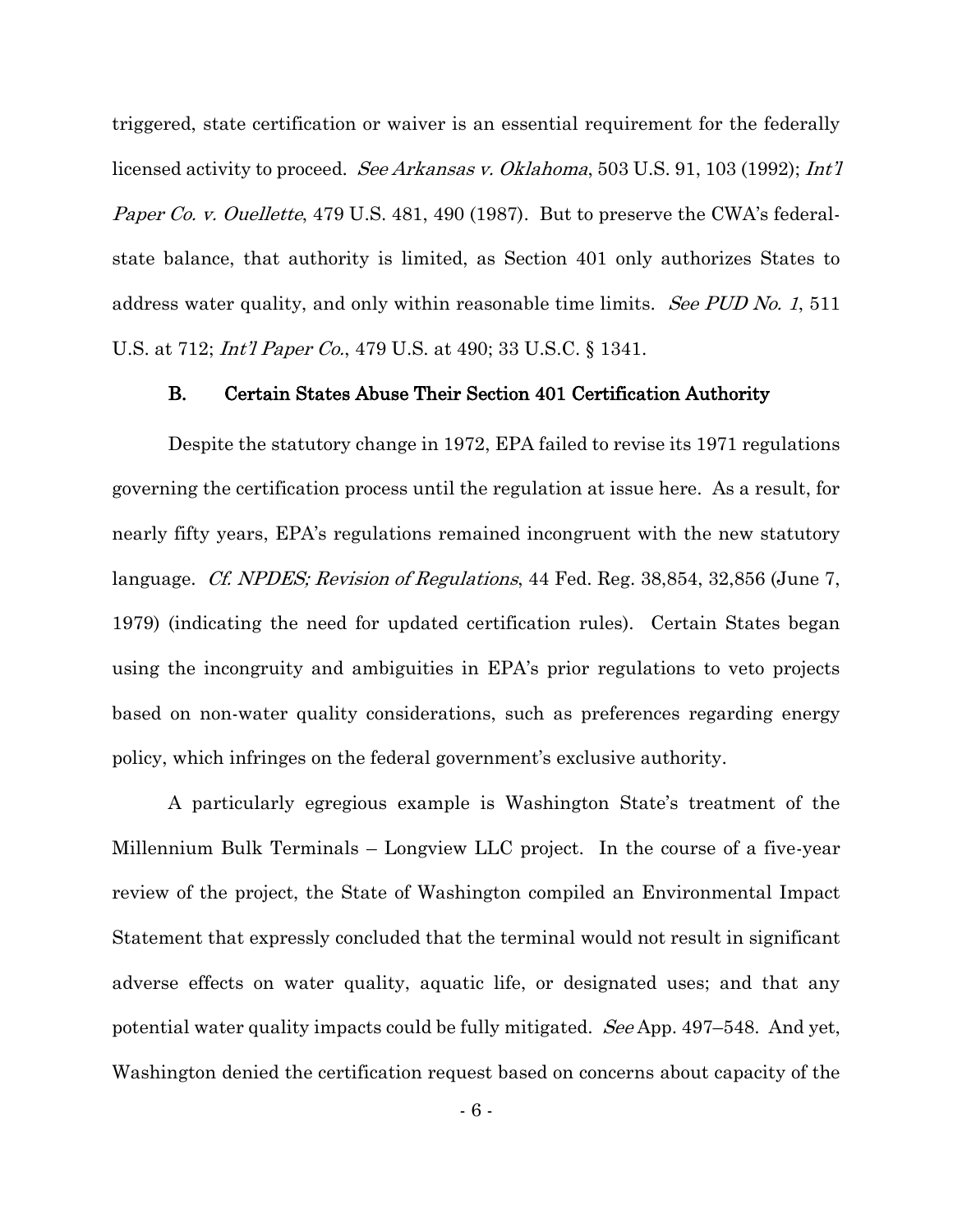triggered, state certification or waiver is an essential requirement for the federally licensed activity to proceed. *See Arkansas v. Oklahoma*, 503 U.S. 91, 103 (1992); *Int'l Paper Co. v. Ouellette*, 479 U.S. 481, 490 (1987). But to preserve the CWA's federal-state balance, that authority is limited, as Section 401 only authorizes States to address water quality, and only within reasonable time limits. *See PUD No. 1*, 511 U.S. at 712; *Int'l Paper Co.*, 479 U.S. at 490; 33 U.S.C. § 1341.

### B. Certain States Abuse Their Section 401 Certification Authority

Despite the statutory change in 1972, EPA failed to revise its 1971 regulations governing the certification process until the regulation at issue here. As a result, for nearly fifty years, EPA's regulations remained incongruent with the new statutory language. *Cf. NPDES; Revision of Regulations*, 44 Fed. Reg. 38,854, 32,856 (June 7, 1979) (indicating the need for updated certification rules). Certain States began using the incongruity and ambiguities in EPA's prior regulations to veto projects based on non-water quality considerations, such as preferences regarding energy policy, which infringes on the federal government's exclusive authority.

A particularly egregious example is Washington State's treatment of the Millennium Bulk Terminals – Longview LLC project. In the course of a five-year review of the project, the State of Washington compiled an Environmental Impact Statement that expressly concluded that the terminal would not result in significant adverse effects on water quality, aquatic life, or designated uses; and that any potential water quality impacts could be fully mitigated. *See* App. 497–548. And yet, Washington denied the certification request based on concerns about capacity of the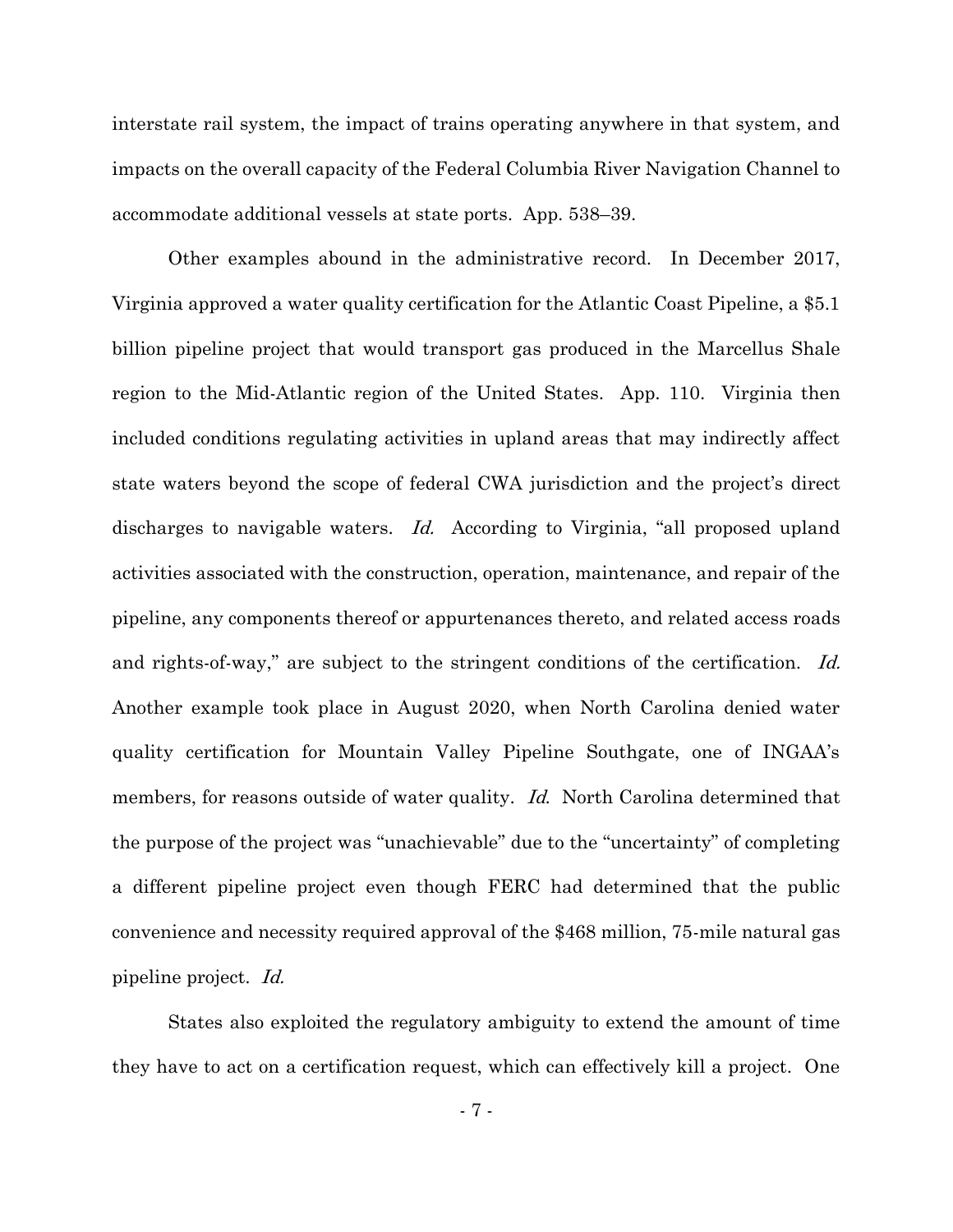interstate rail system, the impact of trains operating anywhere in that system, and impacts on the overall capacity of the Federal Columbia River Navigation Channel to accommodate additional vessels at state ports. App. 538–39.

Other examples abound in the administrative record. In December 2017, Virginia approved a water quality certification for the Atlantic Coast Pipeline, a $5.1 billion pipeline project that would transport gas produced in the Marcellus Shale region to the Mid-Atlantic region of the United States. App. 110. Virginia then included conditions regulating activities in upland areas that may indirectly affect state waters beyond the scope of federal CWA jurisdiction and the project's direct discharges to navigable waters. *Id.* According to Virginia, "all proposed upland activities associated with the construction, operation, maintenance, and repair of the pipeline, any components thereof or appurtenances thereto, and related access roads and rights-of-way," are subject to the stringent conditions of the certification. *Id.* Another example took place in August 2020, when North Carolina denied water quality certification for Mountain Valley Pipeline Southgate, one of INGAA's members, for reasons outside of water quality. *Id.* North Carolina determined that the purpose of the project was "unachievable" due to the "uncertainty" of completing a different pipeline project even though FERC had determined that the public convenience and necessity required approval of the $468 million, 75-mile natural gas pipeline project. *Id.*

States also exploited the regulatory ambiguity to extend the amount of time they have to act on a certification request, which can effectively kill a project. One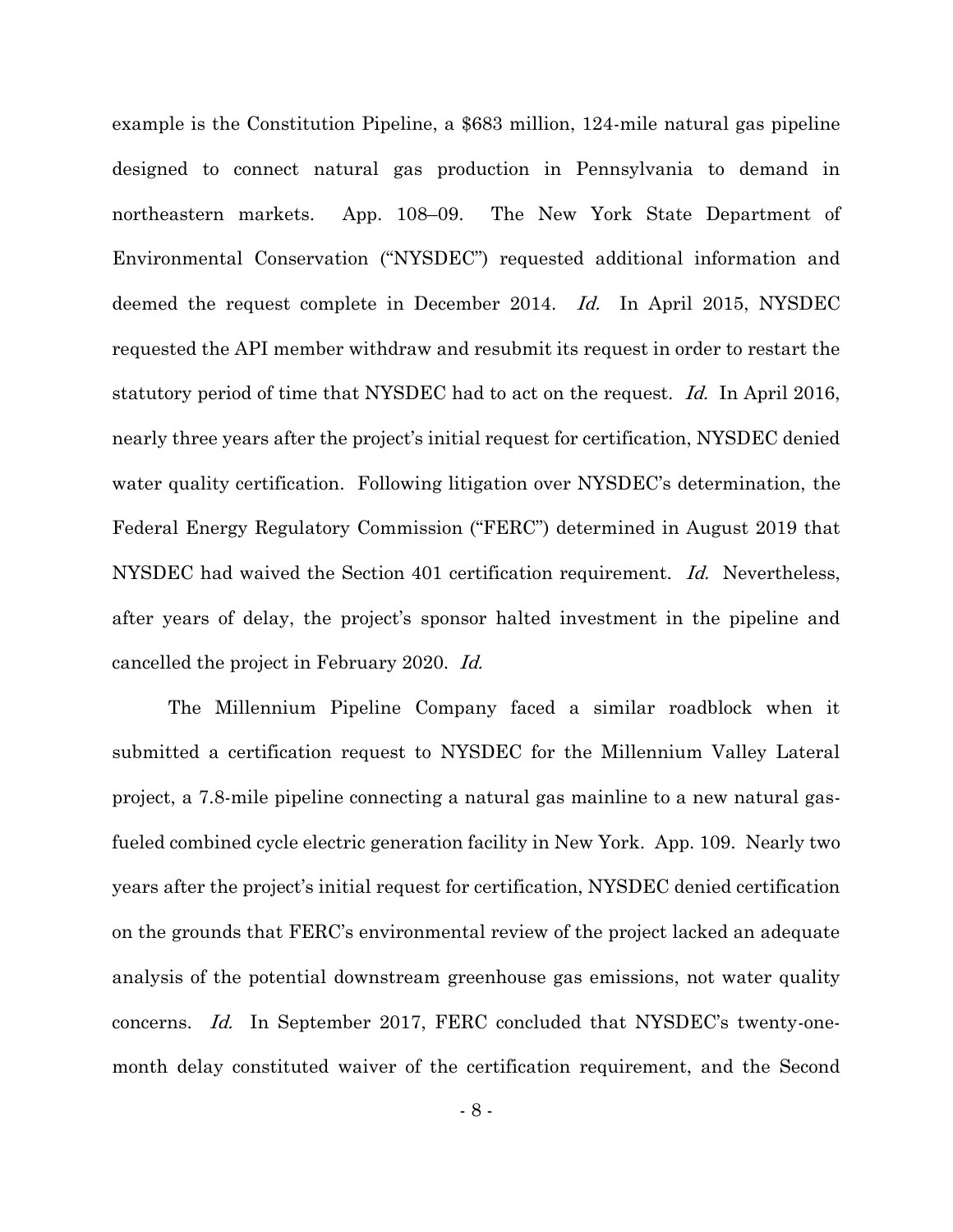example is the Constitution Pipeline, a $683 million, 124-mile natural gas pipeline designed to connect natural gas production in Pennsylvania to demand in northeastern markets. App. 108–09. The New York State Department of Environmental Conservation ("NYSDEC") requested additional information and deemed the request complete in December 2014. *Id.* In April 2015, NYSDEC requested the API member withdraw and resubmit its request in order to restart the statutory period of time that NYSDEC had to act on the request. *Id.* In April 2016, nearly three years after the project's initial request for certification, NYSDEC denied water quality certification. Following litigation over NYSDEC's determination, the Federal Energy Regulatory Commission ("FERC") determined in August 2019 that NYSDEC had waived the Section 401 certification requirement. *Id.* Nevertheless, after years of delay, the project's sponsor halted investment in the pipeline and cancelled the project in February 2020. *Id.*

The Millennium Pipeline Company faced a similar roadblock when it submitted a certification request to NYSDEC for the Millennium Valley Lateral project, a 7.8-mile pipeline connecting a natural gas mainline to a new natural gas-fueled combined cycle electric generation facility in New York. App. 109. Nearly two years after the project's initial request for certification, NYSDEC denied certification on the grounds that FERC's environmental review of the project lacked an adequate analysis of the potential downstream greenhouse gas emissions, not water quality concerns. *Id.* In September 2017, FERC concluded that NYSDEC's twenty-one-month delay constituted waiver of the certification requirement, and the Second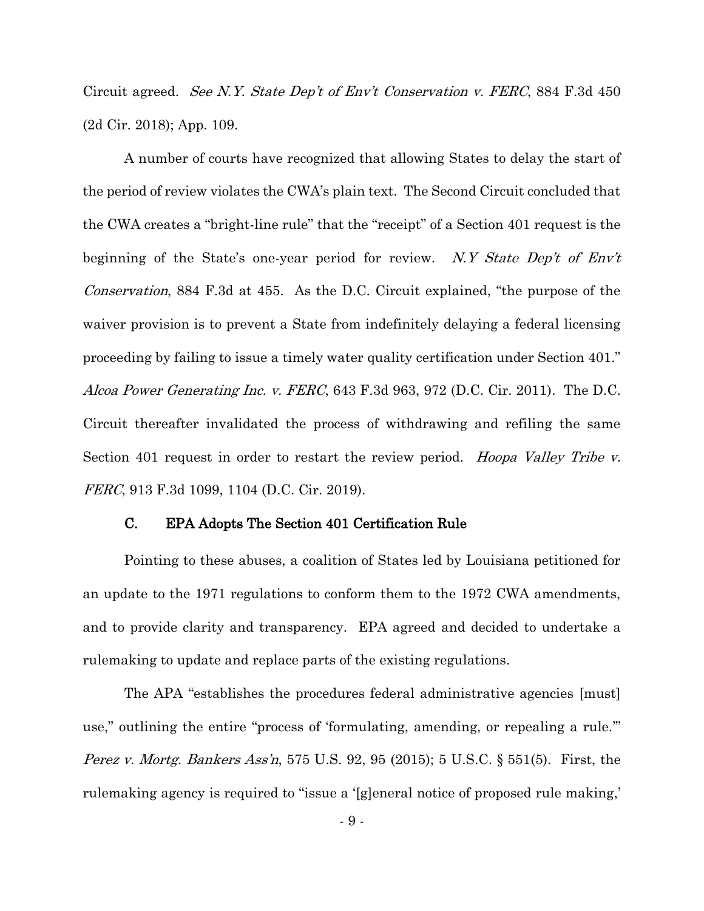Circuit agreed. *See N.Y. State Dep't of Env't Conservation v. FERC*, 884 F.3d 450 (2d Cir. 2018); App. 109.

A number of courts have recognized that allowing States to delay the start of the period of review violates the CWA's plain text. The Second Circuit concluded that the CWA creates a "bright-line rule" that the "receipt" of a Section 401 request is the beginning of the State's one-year period for review. *N.Y State Dep't of Env't Conservation*, 884 F.3d at 455. As the D.C. Circuit explained, "the purpose of the waiver provision is to prevent a State from indefinitely delaying a federal licensing proceeding by failing to issue a timely water quality certification under Section 401." *Alcoa Power Generating Inc. v. FERC*, 643 F.3d 963, 972 (D.C. Cir. 2011). The D.C. Circuit thereafter invalidated the process of withdrawing and refiling the same Section 401 request in order to restart the review period. *Hoopa Valley Tribe v. FERC*, 913 F.3d 1099, 1104 (D.C. Cir. 2019).

### C. EPA Adopts The Section 401 Certification Rule

Pointing to these abuses, a coalition of States led by Louisiana petitioned for an update to the 1971 regulations to conform them to the 1972 CWA amendments, and to provide clarity and transparency. EPA agreed and decided to undertake a rulemaking to update and replace parts of the existing regulations.

The APA "establishes the procedures federal administrative agencies [must] use," outlining the entire "process of 'formulating, amending, or repealing a rule.'" *Perez v. Mortg. Bankers Ass'n*, 575 U.S. 92, 95 (2015); 5 U.S.C. § 551(5). First, the rulemaking agency is required to "issue a '[g]eneral notice of proposed rule making,'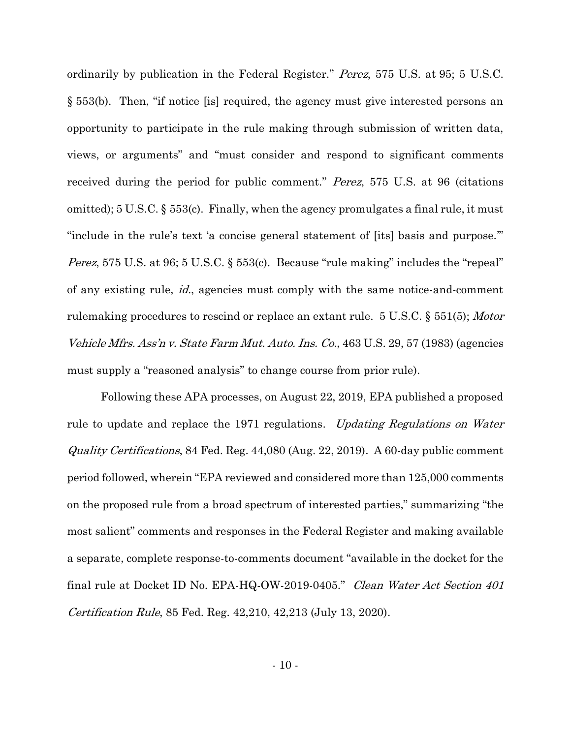ordinarily by publication in the Federal Register." *Perez*, 575 U.S. at 95; 5 U.S.C. § 553(b). Then, "if notice [is] required, the agency must give interested persons an opportunity to participate in the rule making through submission of written data, views, or arguments" and "must consider and respond to significant comments received during the period for public comment." *Perez*, 575 U.S. at 96 (citations omitted); 5 U.S.C. § 553(c). Finally, when the agency promulgates a final rule, it must "include in the rule's text 'a concise general statement of [its] basis and purpose.'" *Perez*, 575 U.S. at 96; 5 U.S.C. § 553(c). Because "rule making" includes the "repeal" of any existing rule, *id.*, agencies must comply with the same notice-and-comment rulemaking procedures to rescind or replace an extant rule. 5 U.S.C. § 551(5); *Motor Vehicle Mfrs. Ass'n v. State Farm Mut. Auto. Ins. Co.*, 463 U.S. 29, 57 (1983) (agencies must supply a "reasoned analysis" to change course from prior rule).

Following these APA processes, on August 22, 2019, EPA published a proposed rule to update and replace the 1971 regulations. *Updating Regulations on Water Quality Certifications*, 84 Fed. Reg. 44,080 (Aug. 22, 2019). A 60-day public comment period followed, wherein "EPA reviewed and considered more than 125,000 comments on the proposed rule from a broad spectrum of interested parties," summarizing "the most salient" comments and responses in the Federal Register and making available a separate, complete response-to-comments document "available in the docket for the final rule at Docket ID No. EPA-HQ-OW-2019-0405." *Clean Water Act Section 401 Certification Rule*, 85 Fed. Reg. 42,210, 42,213 (July 13, 2020).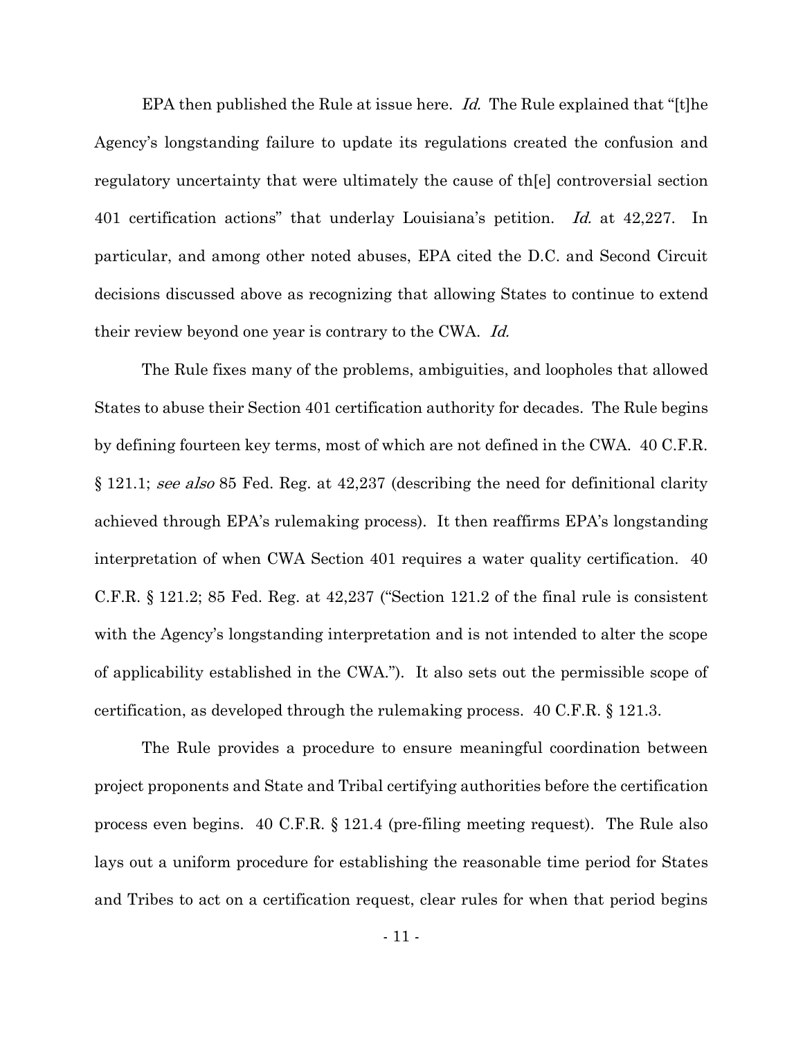EPA then published the Rule at issue here. *Id.* The Rule explained that "[t]he Agency's longstanding failure to update its regulations created the confusion and regulatory uncertainty that were ultimately the cause of th[e] controversial section 401 certification actions" that underlay Louisiana's petition. *Id.* at 42,227. In particular, and among other noted abuses, EPA cited the D.C. and Second Circuit decisions discussed above as recognizing that allowing States to continue to extend their review beyond one year is contrary to the CWA. *Id.*

The Rule fixes many of the problems, ambiguities, and loopholes that allowed States to abuse their Section 401 certification authority for decades. The Rule begins by defining fourteen key terms, most of which are not defined in the CWA. 40 C.F.R. § 121.1; *see also* 85 Fed. Reg. at 42,237 (describing the need for definitional clarity achieved through EPA's rulemaking process). It then reaffirms EPA's longstanding interpretation of when CWA Section 401 requires a water quality certification. 40 C.F.R. § 121.2; 85 Fed. Reg. at 42,237 ("Section 121.2 of the final rule is consistent with the Agency's longstanding interpretation and is not intended to alter the scope of applicability established in the CWA."). It also sets out the permissible scope of certification, as developed through the rulemaking process. 40 C.F.R. § 121.3.

The Rule provides a procedure to ensure meaningful coordination between project proponents and State and Tribal certifying authorities before the certification process even begins. 40 C.F.R. § 121.4 (pre-filing meeting request). The Rule also lays out a uniform procedure for establishing the reasonable time period for States and Tribes to act on a certification request, clear rules for when that period begins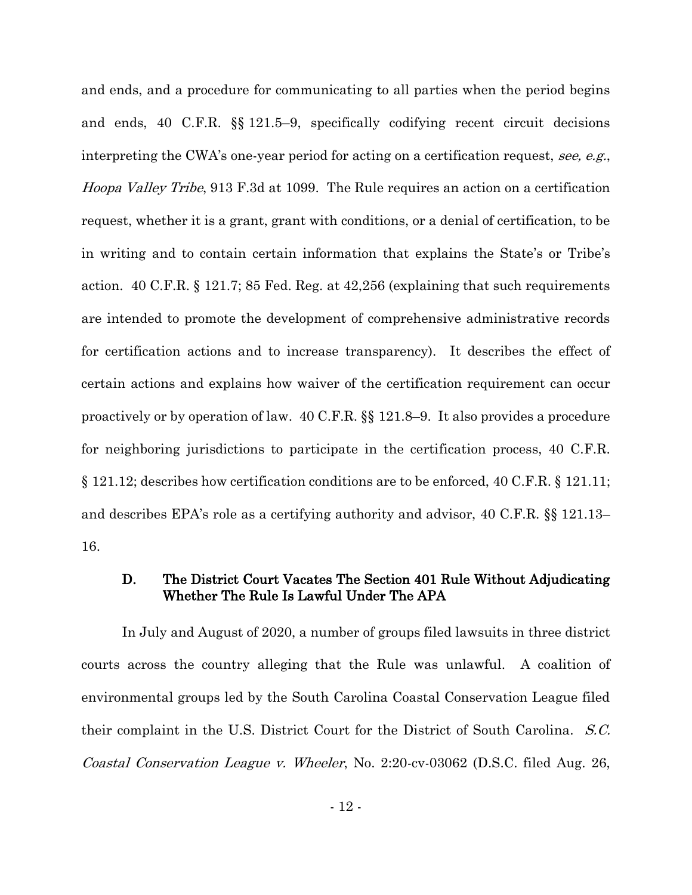and ends, and a procedure for communicating to all parties when the period begins and ends, 40 C.F.R. §§ 121.5–9, specifically codifying recent circuit decisions interpreting the CWA's one-year period for acting on a certification request, *see, e.g.*, *Hoopa Valley Tribe*, 913 F.3d at 1099. The Rule requires an action on a certification request, whether it is a grant, grant with conditions, or a denial of certification, to be in writing and to contain certain information that explains the State's or Tribe's action. 40 C.F.R. § 121.7; 85 Fed. Reg. at 42,256 (explaining that such requirements are intended to promote the development of comprehensive administrative records for certification actions and to increase transparency). It describes the effect of certain actions and explains how waiver of the certification requirement can occur proactively or by operation of law. 40 C.F.R. §§ 121.8–9. It also provides a procedure for neighboring jurisdictions to participate in the certification process, 40 C.F.R. § 121.12; describes how certification conditions are to be enforced, 40 C.F.R. § 121.11; and describes EPA's role as a certifying authority and advisor, 40 C.F.R. §§ 121.13–16.

### D. The District Court Vacates The Section 401 Rule Without Adjudicating Whether The Rule Is Lawful Under The APA

In July and August of 2020, a number of groups filed lawsuits in three district courts across the country alleging that the Rule was unlawful. A coalition of environmental groups led by the South Carolina Coastal Conservation League filed their complaint in the U.S. District Court for the District of South Carolina. *S.C. Coastal Conservation League v. Wheeler*, No. 2:20-cv-03062 (D.S.C. filed Aug. 26,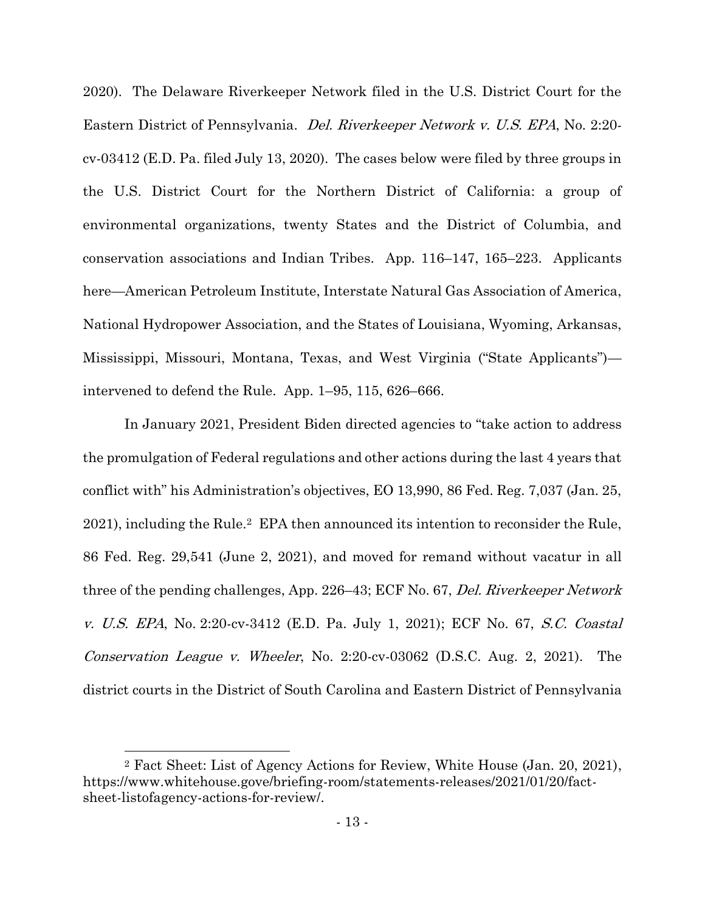2020). The Delaware Riverkeeper Network filed in the U.S. District Court for the Eastern District of Pennsylvania. *Del. Riverkeeper Network v. U.S. EPA*, No. 2:20-cv-03412 (E.D. Pa. filed July 13, 2020). The cases below were filed by three groups in the U.S. District Court for the Northern District of California: a group of environmental organizations, twenty States and the District of Columbia, and conservation associations and Indian Tribes. App. 116–147, 165–223. Applicants here—American Petroleum Institute, Interstate Natural Gas Association of America, National Hydropower Association, and the States of Louisiana, Wyoming, Arkansas, Mississippi, Missouri, Montana, Texas, and West Virginia ("State Applicants")—intervened to defend the Rule. App. 1–95, 115, 626–666.

In January 2021, President Biden directed agencies to "take action to address the promulgation of Federal regulations and other actions during the last 4 years that conflict with" his Administration's objectives, EO 13,990, 86 Fed. Reg. 7,037 (Jan. 25, 2021), including the Rule.[2] EPA then announced its intention to reconsider the Rule, 86 Fed. Reg. 29,541 (June 2, 2021), and moved for remand without vacatur in all three of the pending challenges, App. 226–43; ECF No. 67, *Del. Riverkeeper Network v. U.S. EPA*, No. 2:20-cv-3412 (E.D. Pa. July 1, 2021); ECF No. 67, *S.C. Coastal Conservation League v. Wheeler*, No. 2:20-cv-03062 (D.S.C. Aug. 2, 2021). The district courts in the District of South Carolina and Eastern District of Pennsylvania

[2] Fact Sheet: List of Agency Actions for Review, White House (Jan. 20, 2021), https://www.whitehouse.gove/briefing-room/statements-releases/2021/01/20/fact-sheet-listofagency-actions-for-review/.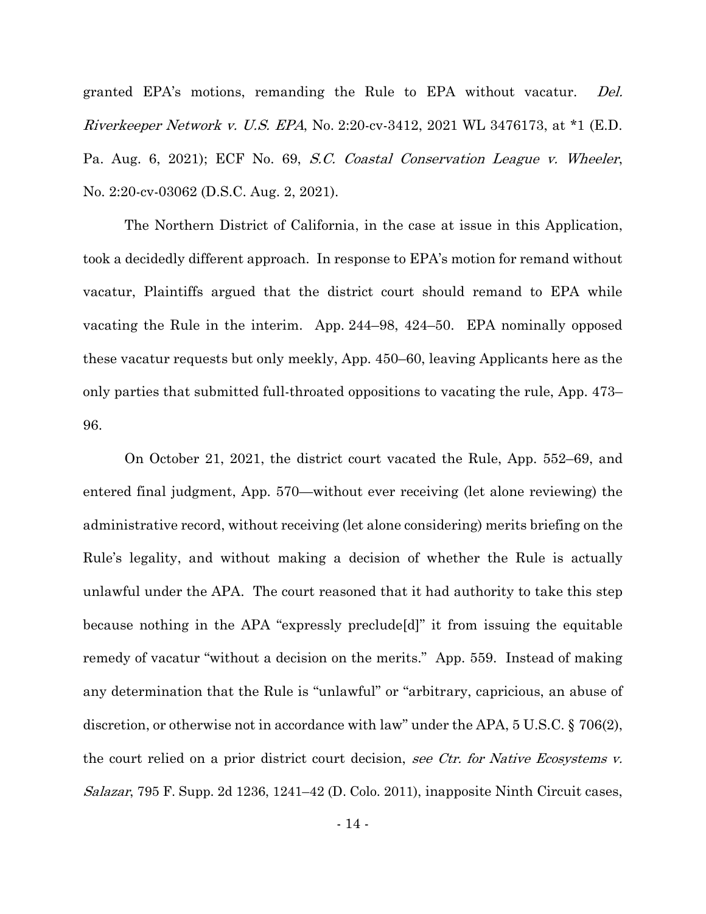granted EPA's motions, remanding the Rule to EPA without vacatur. *Del. Riverkeeper Network v. U.S. EPA*, No. 2:20-cv-3412, 2021 WL 3476173, at *1 (E.D. Pa. Aug. 6, 2021); ECF No. 69, *S.C. Coastal Conservation League v. Wheeler*, No. 2:20-cv-03062 (D.S.C. Aug. 2, 2021).

The Northern District of California, in the case at issue in this Application, took a decidedly different approach. In response to EPA's motion for remand without vacatur, Plaintiffs argued that the district court should remand to EPA while vacating the Rule in the interim. App. 244–98, 424–50. EPA nominally opposed these vacatur requests but only meekly, App. 450–60, leaving Applicants here as the only parties that submitted full-throated oppositions to vacating the rule, App. 473–96.

On October 21, 2021, the district court vacated the Rule, App. 552–69, and entered final judgment, App. 570—without ever receiving (let alone reviewing) the administrative record, without receiving (let alone considering) merits briefing on the Rule's legality, and without making a decision of whether the Rule is actually unlawful under the APA. The court reasoned that it had authority to take this step because nothing in the APA "expressly preclude[d]" it from issuing the equitable remedy of vacatur "without a decision on the merits." App. 559. Instead of making any determination that the Rule is "unlawful" or "arbitrary, capricious, an abuse of discretion, or otherwise not in accordance with law" under the APA, 5 U.S.C. § 706(2), the court relied on a prior district court decision, *see Ctr. for Native Ecosystems v. Salazar*, 795 F. Supp. 2d 1236, 1241–42 (D. Colo. 2011), inapposite Ninth Circuit cases,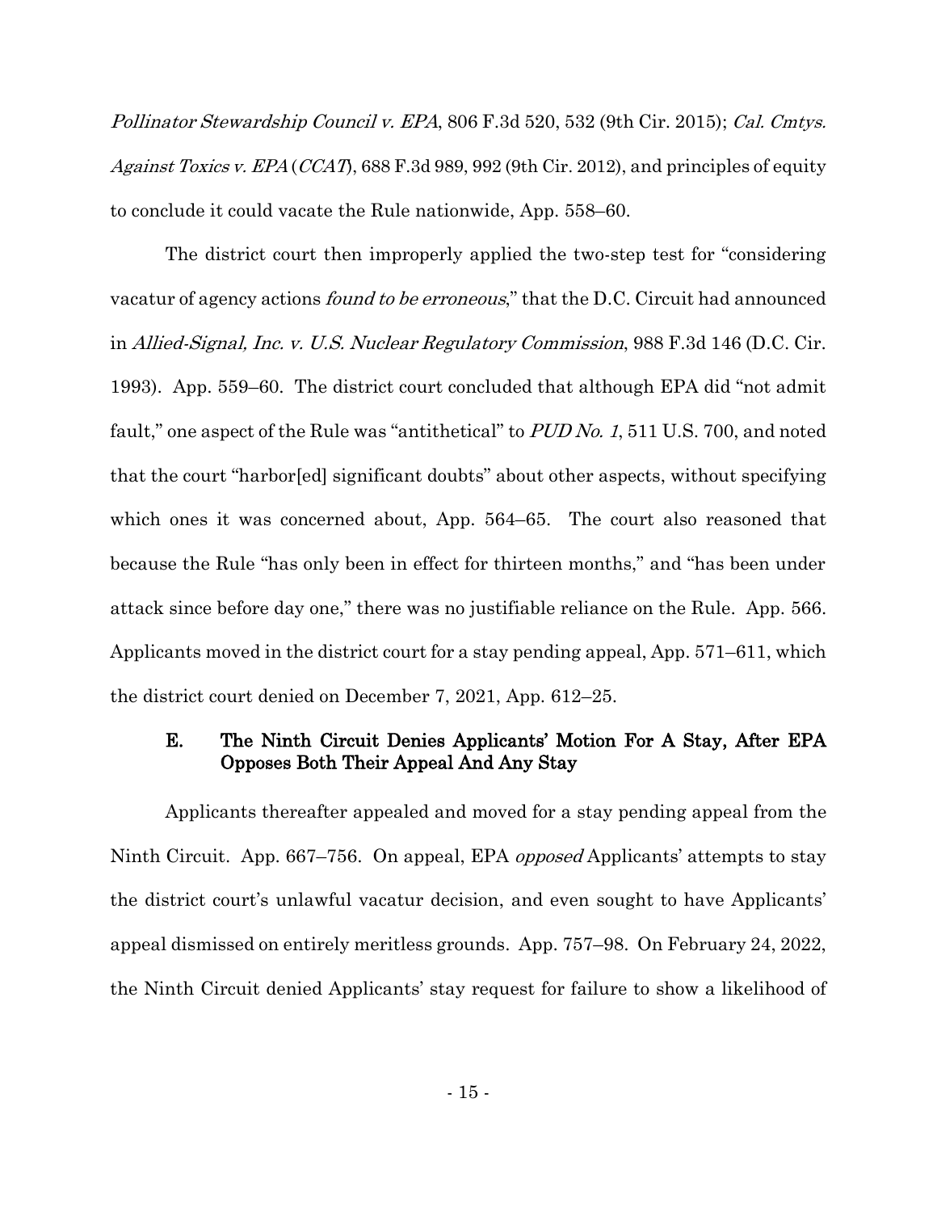*Pollinator Stewardship Council v. EPA*, 806 F.3d 520, 532 (9th Cir. 2015); *Cal. Cmtys. Against Toxics v. EPA* (*CCAT*), 688 F.3d 989, 992 (9th Cir. 2012), and principles of equity to conclude it could vacate the Rule nationwide, App. 558–60.

The district court then improperly applied the two-step test for "considering vacatur of agency actions *found to be erroneous*," that the D.C. Circuit had announced in *Allied-Signal, Inc. v. U.S. Nuclear Regulatory Commission*, 988 F.3d 146 (D.C. Cir. 1993). App. 559–60. The district court concluded that although EPA did "not admit fault," one aspect of the Rule was "antithetical" to *PUD No. 1*, 511 U.S. 700, and noted that the court "harbor[ed] significant doubts" about other aspects, without specifying which ones it was concerned about, App. 564–65. The court also reasoned that because the Rule "has only been in effect for thirteen months," and "has been under attack since before day one," there was no justifiable reliance on the Rule. App. 566. Applicants moved in the district court for a stay pending appeal, App. 571–611, which the district court denied on December 7, 2021, App. 612–25.

### E. The Ninth Circuit Denies Applicants' Motion For A Stay, After EPA Opposes Both Their Appeal And Any Stay

Applicants thereafter appealed and moved for a stay pending appeal from the Ninth Circuit. App. 667–756. On appeal, EPA *opposed* Applicants' attempts to stay the district court's unlawful vacatur decision, and even sought to have Applicants' appeal dismissed on entirely meritless grounds. App. 757–98. On February 24, 2022, the Ninth Circuit denied Applicants' stay request for failure to show a likelihood of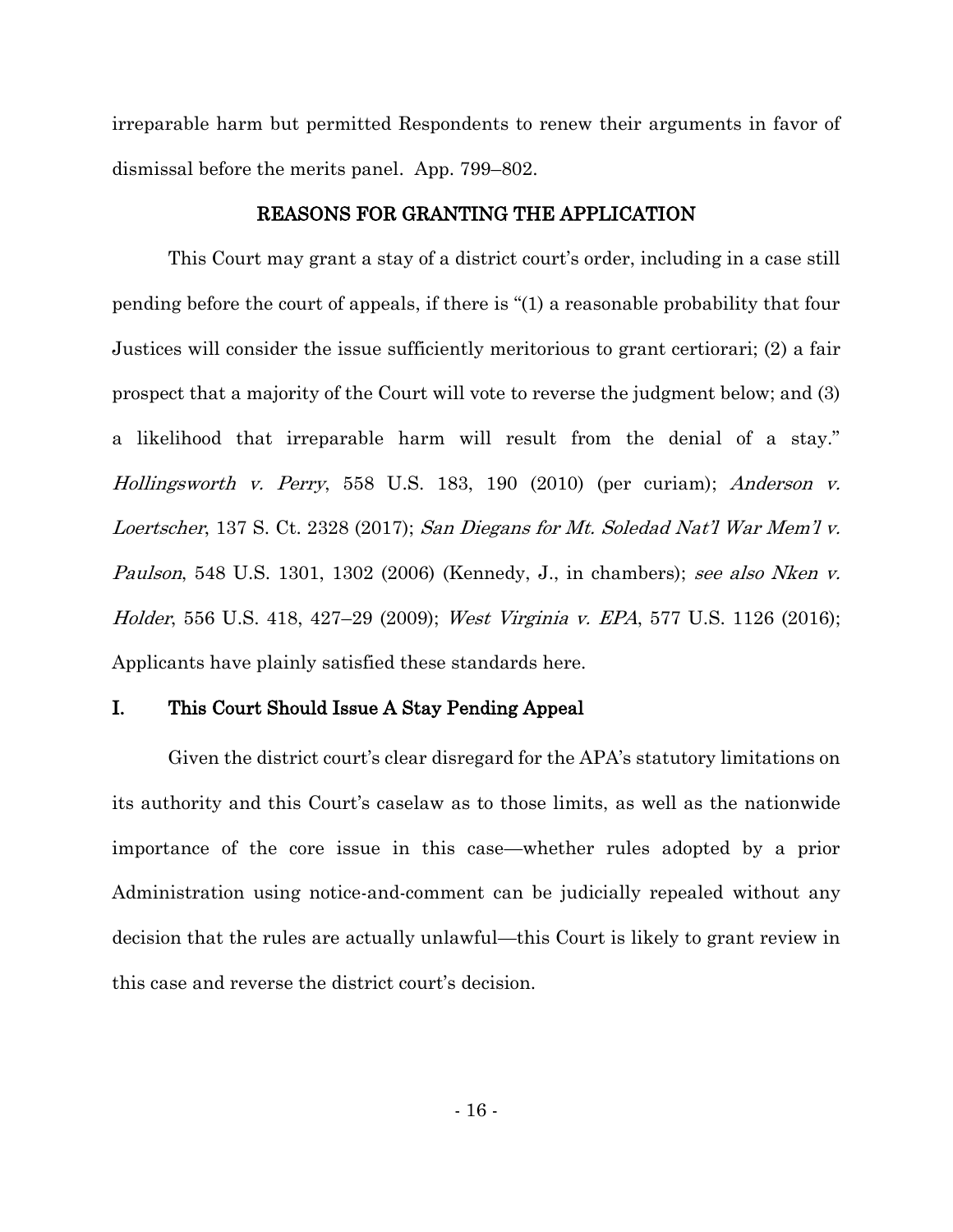irreparable harm but permitted Respondents to renew their arguments in favor of dismissal before the merits panel. App. 799–802.

## REASONS FOR GRANTING THE APPLICATION

This Court may grant a stay of a district court's order, including in a case still pending before the court of appeals, if there is "(1) a reasonable probability that four Justices will consider the issue sufficiently meritorious to grant certiorari; (2) a fair prospect that a majority of the Court will vote to reverse the judgment below; and (3) a likelihood that irreparable harm will result from the denial of a stay." *Hollingsworth v. Perry*, 558 U.S. 183, 190 (2010) (per curiam); *Anderson v. Loertscher*, 137 S. Ct. 2328 (2017); *San Diegans for Mt. Soledad Nat'l War Mem'l v. Paulson*, 548 U.S. 1301, 1302 (2006) (Kennedy, J., in chambers); *see also Nken v. Holder*, 556 U.S. 418, 427–29 (2009); *West Virginia v. EPA*, 577 U.S. 1126 (2016); Applicants have plainly satisfied these standards here.

## I. This Court Should Issue A Stay Pending Appeal

Given the district court's clear disregard for the APA's statutory limitations on its authority and this Court's caselaw as to those limits, as well as the nationwide importance of the core issue in this case—whether rules adopted by a prior Administration using notice-and-comment can be judicially repealed without any decision that the rules are actually unlawful—this Court is likely to grant review in this case and reverse the district court's decision.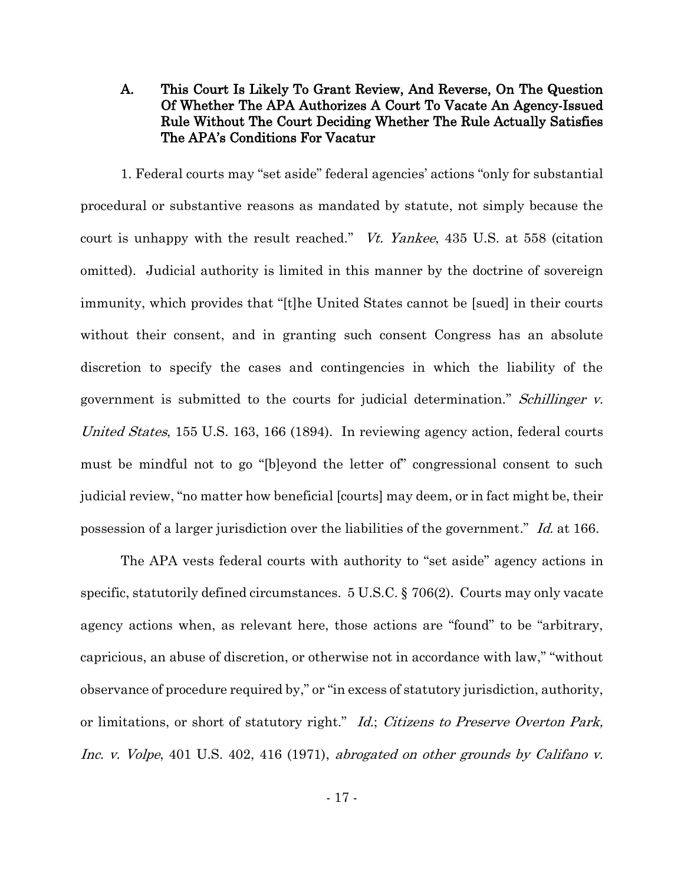### A. This Court Is Likely To Grant Review, And Reverse, On The Question Of Whether The APA Authorizes A Court To Vacate An Agency-Issued Rule Without The Court Deciding Whether The Rule Actually Satisfies The APA's Conditions For Vacatur

1. Federal courts may "set aside" federal agencies' actions "only for substantial procedural or substantive reasons as mandated by statute, not simply because the court is unhappy with the result reached." *Vt. Yankee*, 435 U.S. at 558 (citation omitted). Judicial authority is limited in this manner by the doctrine of sovereign immunity, which provides that "[t]he United States cannot be [sued] in their courts without their consent, and in granting such consent Congress has an absolute discretion to specify the cases and contingencies in which the liability of the government is submitted to the courts for judicial determination." *Schillinger v. United States*, 155 U.S. 163, 166 (1894). In reviewing agency action, federal courts must be mindful not to go "[b]eyond the letter of" congressional consent to such judicial review, "no matter how beneficial [courts] may deem, or in fact might be, their possession of a larger jurisdiction over the liabilities of the government." *Id.* at 166.

The APA vests federal courts with authority to "set aside" agency actions in specific, statutorily defined circumstances. 5 U.S.C. § 706(2). Courts may only vacate agency actions when, as relevant here, those actions are "found" to be "arbitrary, capricious, an abuse of discretion, or otherwise not in accordance with law," "without observance of procedure required by," or "in excess of statutory jurisdiction, authority, or limitations, or short of statutory right." *Id.*; *Citizens to Preserve Overton Park, Inc. v. Volpe*, 401 U.S. 402, 416 (1971), *abrogated on other grounds by Califano v.*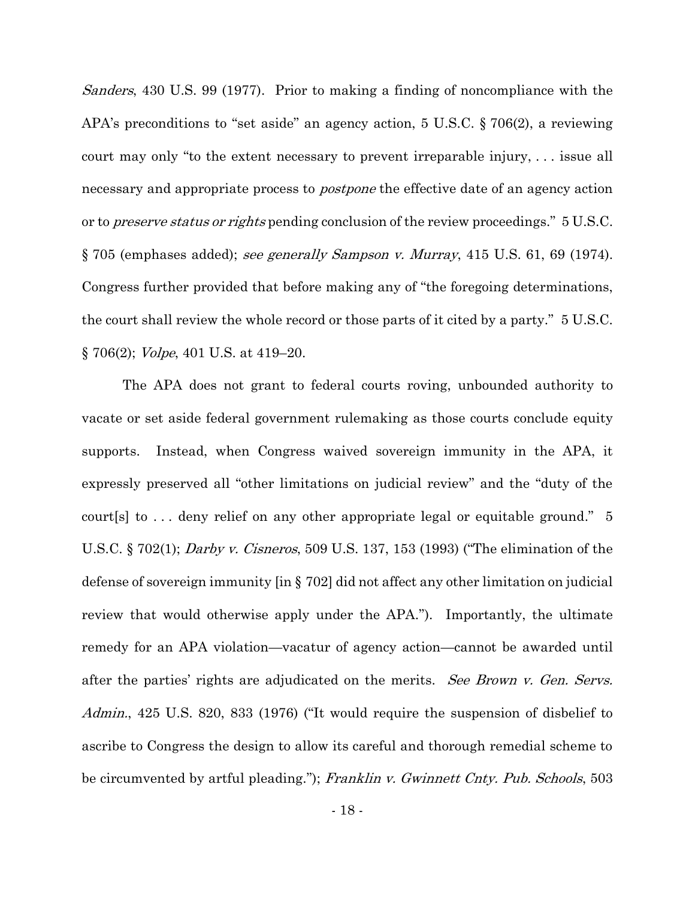*Sanders*, 430 U.S. 99 (1977). Prior to making a finding of noncompliance with the APA's preconditions to "set aside" an agency action, 5 U.S.C. § 706(2), a reviewing court may only "to the extent necessary to prevent irreparable injury, . . . issue all necessary and appropriate process to *postpone* the effective date of an agency action or to *preserve status or rights* pending conclusion of the review proceedings." 5 U.S.C. § 705 (emphases added); *see generally Sampson v. Murray*, 415 U.S. 61, 69 (1974). Congress further provided that before making any of "the foregoing determinations, the court shall review the whole record or those parts of it cited by a party." 5 U.S.C. § 706(2); *Volpe*, 401 U.S. at 419–20.

The APA does not grant to federal courts roving, unbounded authority to vacate or set aside federal government rulemaking as those courts conclude equity supports. Instead, when Congress waived sovereign immunity in the APA, it expressly preserved all "other limitations on judicial review" and the "duty of the court[s] to . . . deny relief on any other appropriate legal or equitable ground." 5 U.S.C. § 702(1); *Darby v. Cisneros*, 509 U.S. 137, 153 (1993) ("The elimination of the defense of sovereign immunity [in § 702] did not affect any other limitation on judicial review that would otherwise apply under the APA."). Importantly, the ultimate remedy for an APA violation—vacatur of agency action—cannot be awarded until after the parties' rights are adjudicated on the merits. *See Brown v. Gen. Servs. Admin.*, 425 U.S. 820, 833 (1976) ("It would require the suspension of disbelief to ascribe to Congress the design to allow its careful and thorough remedial scheme to be circumvented by artful pleading."); *Franklin v. Gwinnett Cnty. Pub. Schools*, 503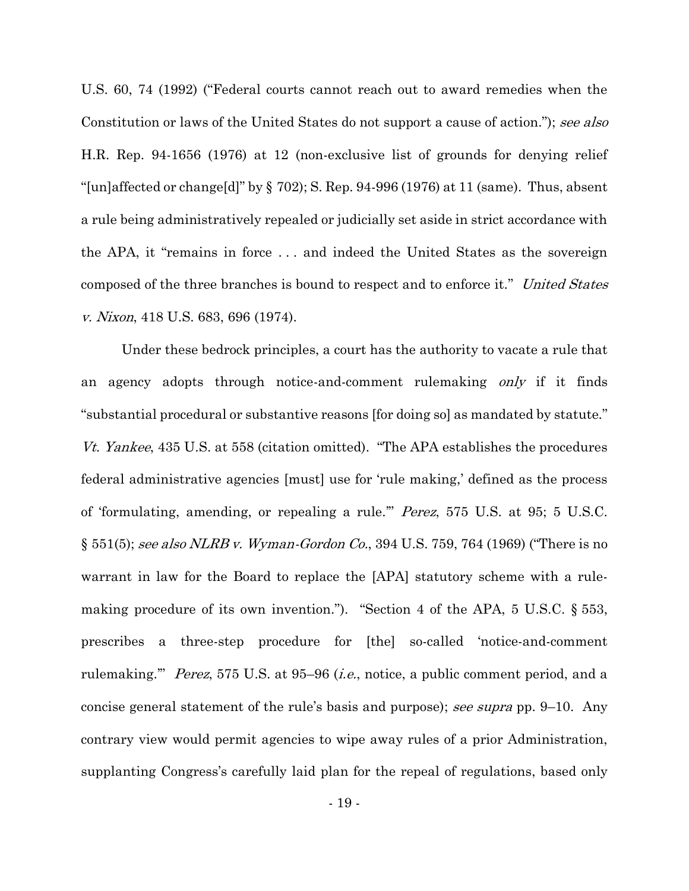U.S. 60, 74 (1992) ("Federal courts cannot reach out to award remedies when the Constitution or laws of the United States do not support a cause of action."); *see also* H.R. Rep. 94-1656 (1976) at 12 (non-exclusive list of grounds for denying relief "[un]affected or change[d]" by § 702); S. Rep. 94-996 (1976) at 11 (same). Thus, absent a rule being administratively repealed or judicially set aside in strict accordance with the APA, it "remains in force . . . and indeed the United States as the sovereign composed of the three branches is bound to respect and to enforce it." *United States v. Nixon*, 418 U.S. 683, 696 (1974).

Under these bedrock principles, a court has the authority to vacate a rule that an agency adopts through notice-and-comment rulemaking *only* if it finds "substantial procedural or substantive reasons [for doing so] as mandated by statute." *Vt. Yankee*, 435 U.S. at 558 (citation omitted). "The APA establishes the procedures federal administrative agencies [must] use for 'rule making,' defined as the process of 'formulating, amending, or repealing a rule.'" *Perez*, 575 U.S. at 95; 5 U.S.C. § 551(5); *see also NLRB v. Wyman-Gordon Co.*, 394 U.S. 759, 764 (1969) ("There is no warrant in law for the Board to replace the [APA] statutory scheme with a rule-making procedure of its own invention."). "Section 4 of the APA, 5 U.S.C. § 553, prescribes a three-step procedure for [the] so-called 'notice-and-comment rulemaking.'" *Perez*, 575 U.S. at 95–96 (*i.e.*, notice, a public comment period, and a concise general statement of the rule's basis and purpose); *see supra* pp. 9–10. Any contrary view would permit agencies to wipe away rules of a prior Administration, supplanting Congress's carefully laid plan for the repeal of regulations, based only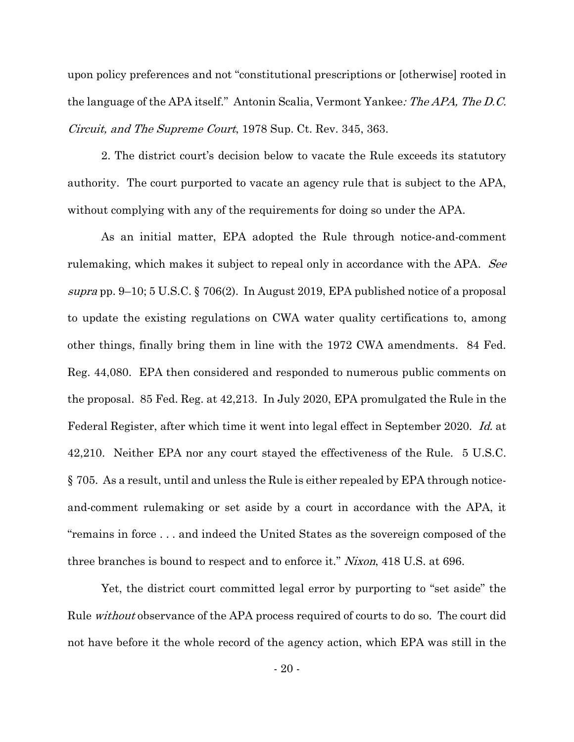upon policy preferences and not "constitutional prescriptions or [otherwise] rooted in the language of the APA itself." Antonin Scalia, Vermont Yankee*: The APA, The D.C. Circuit, and The Supreme Court*, 1978 Sup. Ct. Rev. 345, 363.

2. The district court's decision below to vacate the Rule exceeds its statutory authority. The court purported to vacate an agency rule that is subject to the APA, without complying with any of the requirements for doing so under the APA.

As an initial matter, EPA adopted the Rule through notice-and-comment rulemaking, which makes it subject to repeal only in accordance with the APA. *See supra* pp. 9–10; 5 U.S.C. § 706(2). In August 2019, EPA published notice of a proposal to update the existing regulations on CWA water quality certifications to, among other things, finally bring them in line with the 1972 CWA amendments. 84 Fed. Reg. 44,080. EPA then considered and responded to numerous public comments on the proposal. 85 Fed. Reg. at 42,213. In July 2020, EPA promulgated the Rule in the Federal Register, after which time it went into legal effect in September 2020. *Id.* at 42,210. Neither EPA nor any court stayed the effectiveness of the Rule. 5 U.S.C. § 705. As a result, until and unless the Rule is either repealed by EPA through notice-and-comment rulemaking or set aside by a court in accordance with the APA, it "remains in force . . . and indeed the United States as the sovereign composed of the three branches is bound to respect and to enforce it." *Nixon*, 418 U.S. at 696.

Yet, the district court committed legal error by purporting to "set aside" the Rule *without* observance of the APA process required of courts to do so. The court did not have before it the whole record of the agency action, which EPA was still in the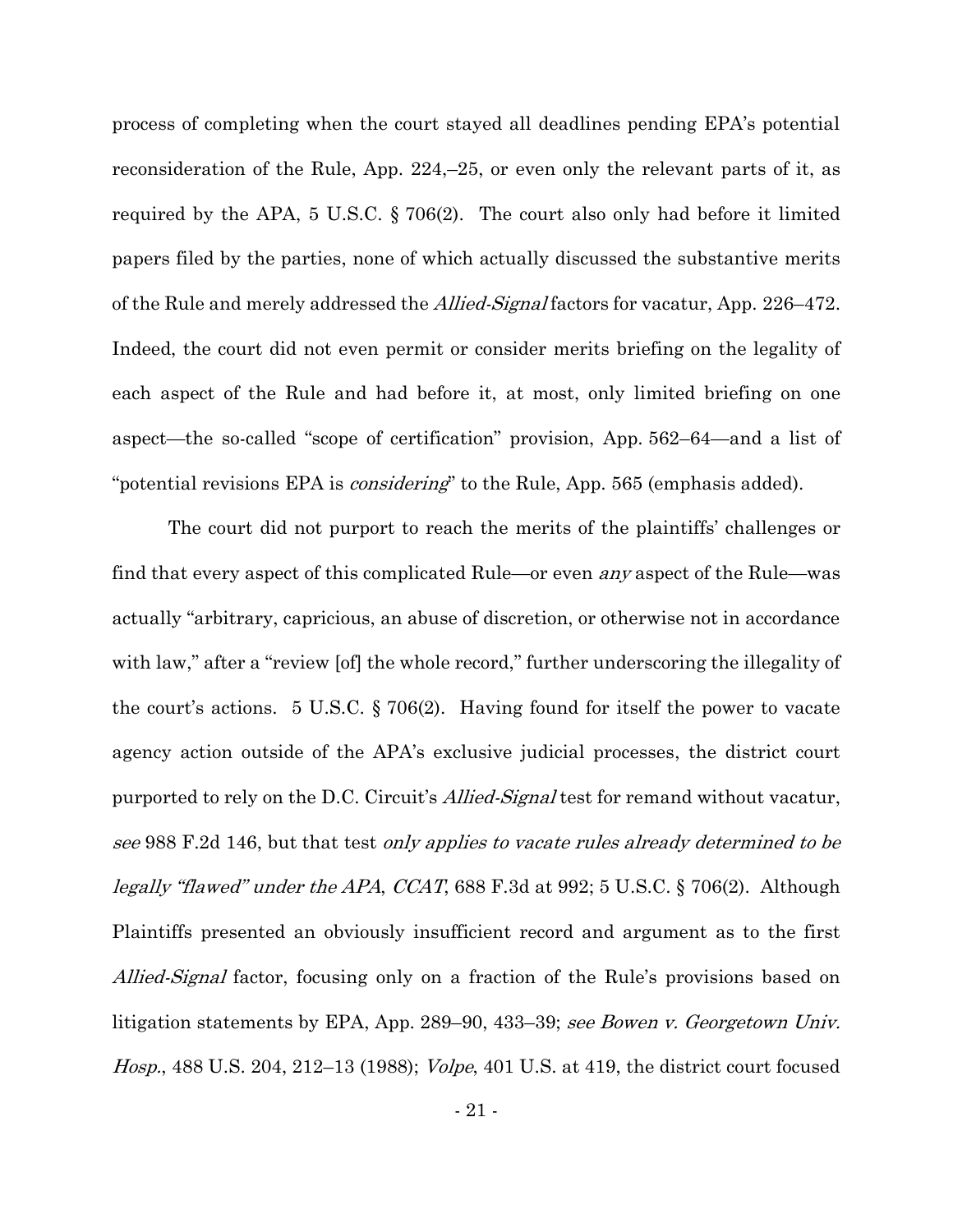process of completing when the court stayed all deadlines pending EPA's potential reconsideration of the Rule, App. 224,–25, or even only the relevant parts of it, as required by the APA, 5 U.S.C. § 706(2). The court also only had before it limited papers filed by the parties, none of which actually discussed the substantive merits of the Rule and merely addressed the *Allied-Signal* factors for vacatur, App. 226–472. Indeed, the court did not even permit or consider merits briefing on the legality of each aspect of the Rule and had before it, at most, only limited briefing on one aspect—the so-called "scope of certification" provision, App. 562–64—and a list of "potential revisions EPA is *considering*" to the Rule, App. 565 (emphasis added).

The court did not purport to reach the merits of the plaintiffs' challenges or find that every aspect of this complicated Rule—or even *any* aspect of the Rule—was actually "arbitrary, capricious, an abuse of discretion, or otherwise not in accordance with law," after a "review [of] the whole record," further underscoring the illegality of the court's actions. 5 U.S.C. § 706(2). Having found for itself the power to vacate agency action outside of the APA's exclusive judicial processes, the district court purported to rely on the D.C. Circuit's *Allied-Signal* test for remand without vacatur, *see* 988 F.2d 146, but that test *only applies to vacate rules already determined to be legally "flawed" under the APA*, *CCAT*, 688 F.3d at 992; 5 U.S.C. § 706(2). Although Plaintiffs presented an obviously insufficient record and argument as to the first *Allied-Signal* factor, focusing only on a fraction of the Rule's provisions based on litigation statements by EPA, App. 289–90, 433–39; *see Bowen v. Georgetown Univ. Hosp.*, 488 U.S. 204, 212–13 (1988); *Volpe*, 401 U.S. at 419, the district court focused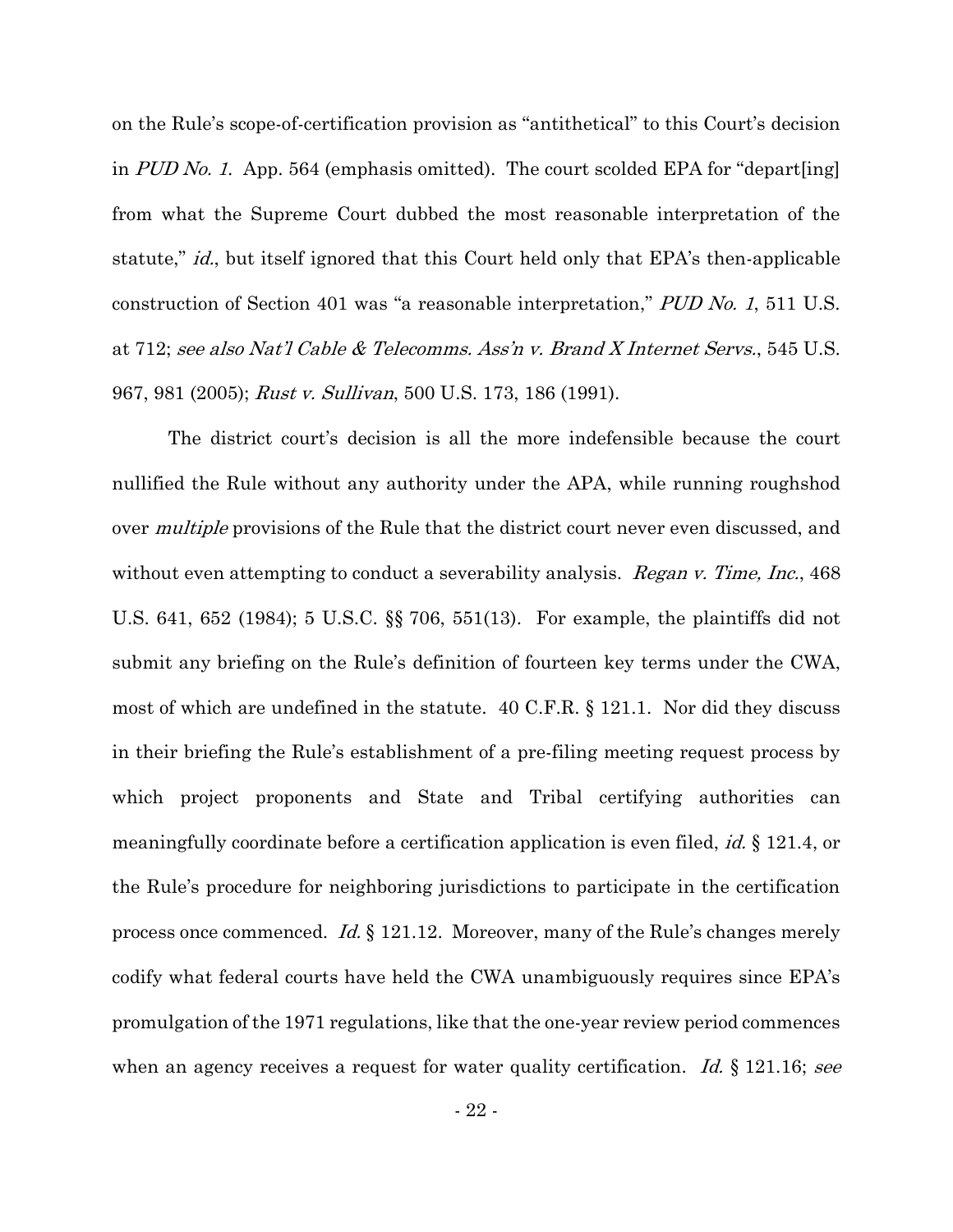on the Rule's scope-of-certification provision as "antithetical" to this Court's decision in *PUD No. 1*. App. 564 (emphasis omitted). The court scolded EPA for "depart[ing] from what the Supreme Court dubbed the most reasonable interpretation of the statute," *id.*, but itself ignored that this Court held only that EPA's then-applicable construction of Section 401 was "a reasonable interpretation," *PUD No. 1*, 511 U.S. at 712; *see also Nat'l Cable & Telecomms. Ass'n v. Brand X Internet Servs.*, 545 U.S. 967, 981 (2005); *Rust v. Sullivan*, 500 U.S. 173, 186 (1991).

The district court's decision is all the more indefensible because the court nullified the Rule without any authority under the APA, while running roughshod over *multiple* provisions of the Rule that the district court never even discussed, and without even attempting to conduct a severability analysis. *Regan v. Time, Inc.*, 468 U.S. 641, 652 (1984); 5 U.S.C. §§ 706, 551(13). For example, the plaintiffs did not submit any briefing on the Rule's definition of fourteen key terms under the CWA, most of which are undefined in the statute. 40 C.F.R. § 121.1. Nor did they discuss in their briefing the Rule's establishment of a pre-filing meeting request process by which project proponents and State and Tribal certifying authorities can meaningfully coordinate before a certification application is even filed, *id.* § 121.4, or the Rule's procedure for neighboring jurisdictions to participate in the certification process once commenced. *Id.* § 121.12. Moreover, many of the Rule's changes merely codify what federal courts have held the CWA unambiguously requires since EPA's promulgation of the 1971 regulations, like that the one-year review period commences when an agency receives a request for water quality certification. *Id.* § 121.16; *see*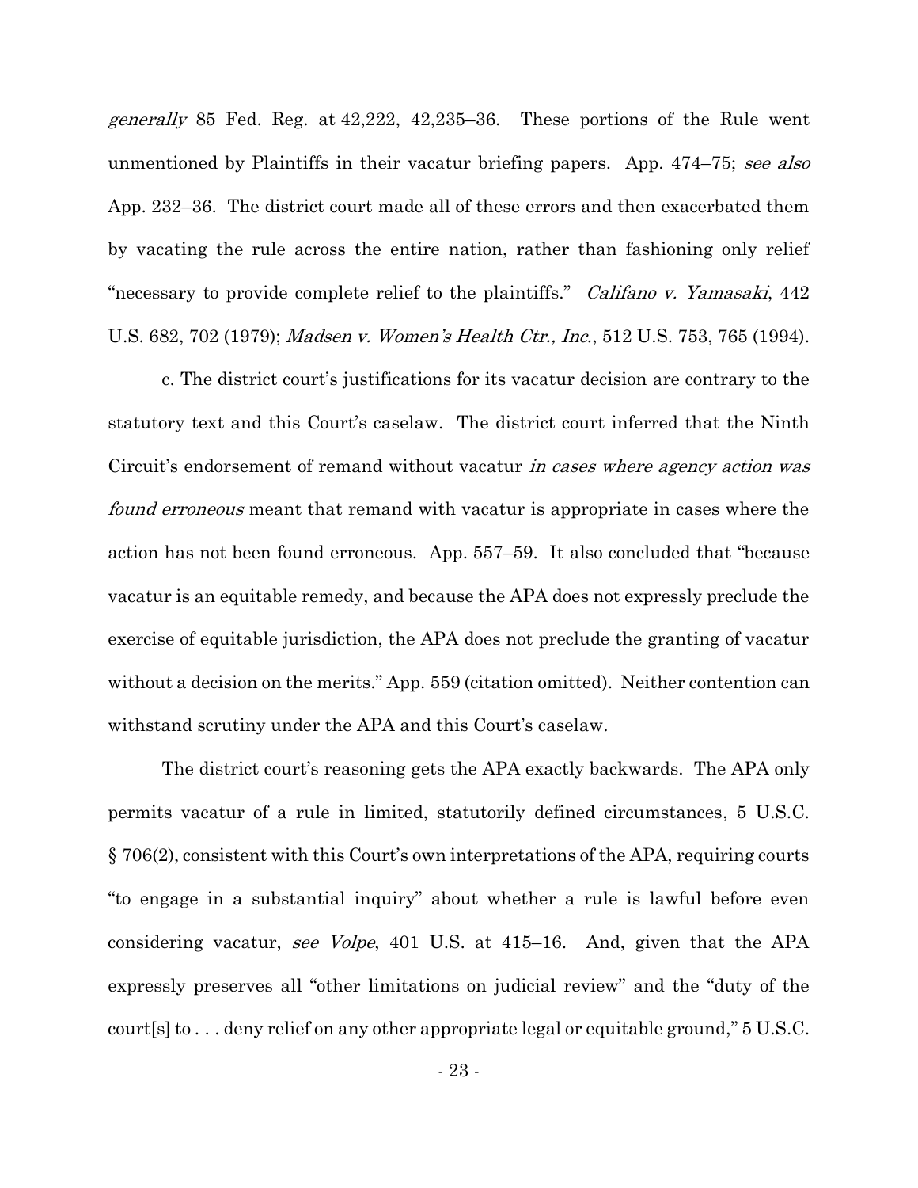*generally* 85 Fed. Reg. at 42,222, 42,235–36. These portions of the Rule went unmentioned by Plaintiffs in their vacatur briefing papers. App. 474–75; *see also* App. 232–36. The district court made all of these errors and then exacerbated them by vacating the rule across the entire nation, rather than fashioning only relief "necessary to provide complete relief to the plaintiffs." *Califano v. Yamasaki*, 442 U.S. 682, 702 (1979); *Madsen v. Women's Health Ctr., Inc.*, 512 U.S. 753, 765 (1994).

c. The district court's justifications for its vacatur decision are contrary to the statutory text and this Court's caselaw. The district court inferred that the Ninth Circuit's endorsement of remand without vacatur *in cases where agency action was found erroneous* meant that remand with vacatur is appropriate in cases where the action has not been found erroneous. App. 557–59. It also concluded that "because vacatur is an equitable remedy, and because the APA does not expressly preclude the exercise of equitable jurisdiction, the APA does not preclude the granting of vacatur without a decision on the merits." App. 559 (citation omitted). Neither contention can withstand scrutiny under the APA and this Court's caselaw.

The district court's reasoning gets the APA exactly backwards. The APA only permits vacatur of a rule in limited, statutorily defined circumstances, 5 U.S.C. § 706(2), consistent with this Court's own interpretations of the APA, requiring courts "to engage in a substantial inquiry" about whether a rule is lawful before even considering vacatur, *see Volpe*, 401 U.S. at 415–16. And, given that the APA expressly preserves all "other limitations on judicial review" and the "duty of the court[s] to . . . deny relief on any other appropriate legal or equitable ground," 5 U.S.C.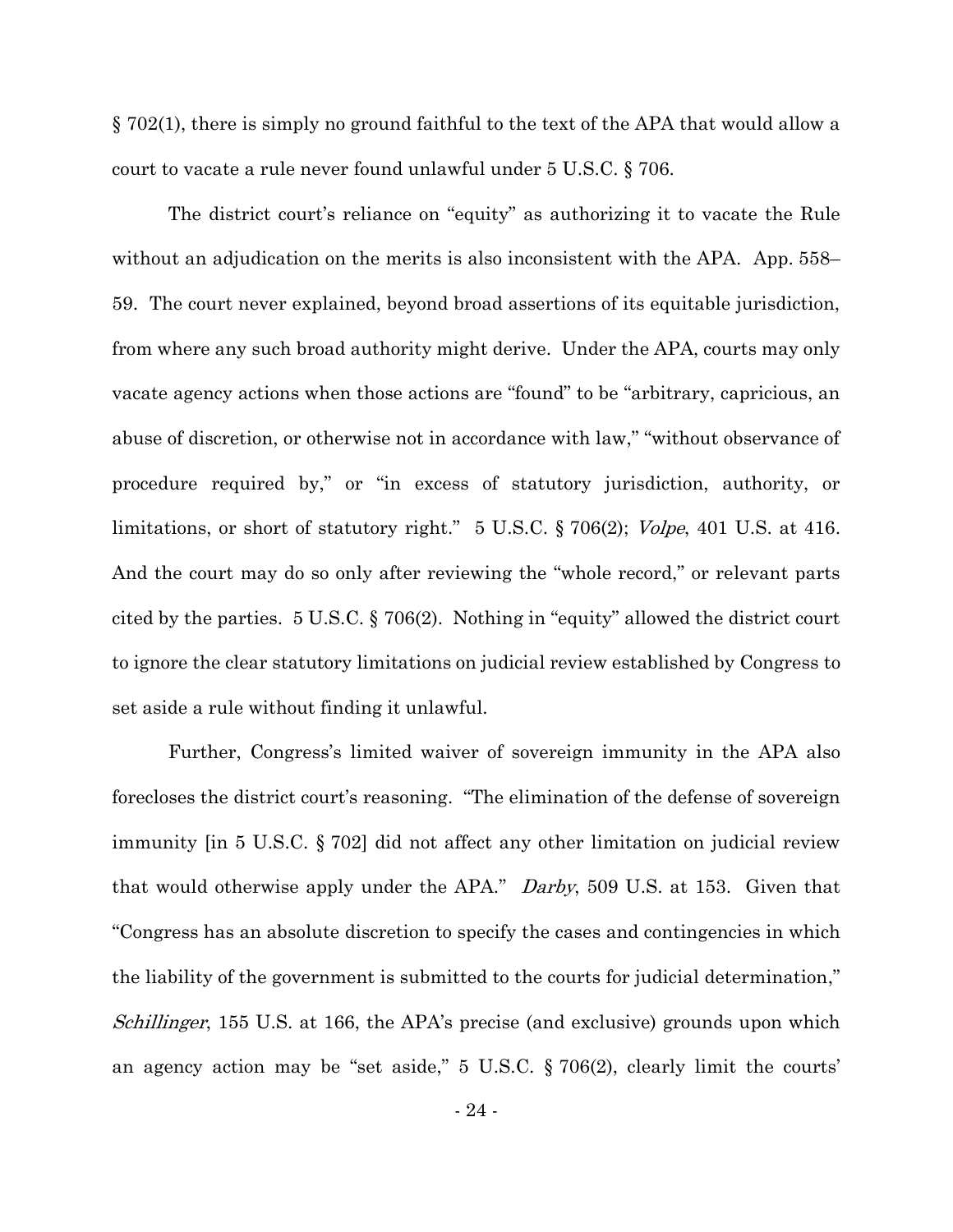§ 702(1), there is simply no ground faithful to the text of the APA that would allow a court to vacate a rule never found unlawful under 5 U.S.C. § 706.

The district court's reliance on "equity" as authorizing it to vacate the Rule without an adjudication on the merits is also inconsistent with the APA. App. 558–59. The court never explained, beyond broad assertions of its equitable jurisdiction, from where any such broad authority might derive. Under the APA, courts may only vacate agency actions when those actions are "found" to be "arbitrary, capricious, an abuse of discretion, or otherwise not in accordance with law," "without observance of procedure required by," or "in excess of statutory jurisdiction, authority, or limitations, or short of statutory right." 5 U.S.C. § 706(2); *Volpe*, 401 U.S. at 416. And the court may do so only after reviewing the "whole record," or relevant parts cited by the parties. 5 U.S.C. § 706(2). Nothing in "equity" allowed the district court to ignore the clear statutory limitations on judicial review established by Congress to set aside a rule without finding it unlawful.

Further, Congress's limited waiver of sovereign immunity in the APA also forecloses the district court's reasoning. "The elimination of the defense of sovereign immunity [in 5 U.S.C. § 702] did not affect any other limitation on judicial review that would otherwise apply under the APA." *Darby*, 509 U.S. at 153. Given that "Congress has an absolute discretion to specify the cases and contingencies in which the liability of the government is submitted to the courts for judicial determination," *Schillinger*, 155 U.S. at 166, the APA's precise (and exclusive) grounds upon which an agency action may be "set aside," 5 U.S.C. § 706(2), clearly limit the courts'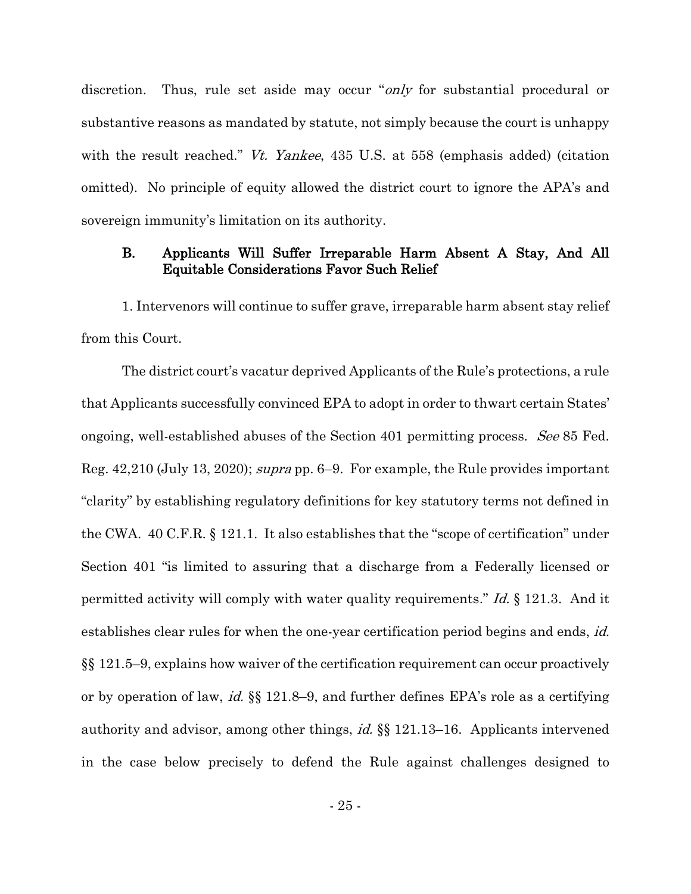discretion. Thus, rule set aside may occur "*only* for substantial procedural or substantive reasons as mandated by statute, not simply because the court is unhappy with the result reached." *Vt. Yankee*, 435 U.S. at 558 (emphasis added) (citation omitted). No principle of equity allowed the district court to ignore the APA's and sovereign immunity's limitation on its authority.

### B. Applicants Will Suffer Irreparable Harm Absent A Stay, And All Equitable Considerations Favor Such Relief

1. Intervenors will continue to suffer grave, irreparable harm absent stay relief from this Court.

The district court's vacatur deprived Applicants of the Rule's protections, a rule that Applicants successfully convinced EPA to adopt in order to thwart certain States' ongoing, well-established abuses of the Section 401 permitting process. *See* 85 Fed. Reg. 42,210 (July 13, 2020); *supra* pp. 6–9. For example, the Rule provides important "clarity" by establishing regulatory definitions for key statutory terms not defined in the CWA. 40 C.F.R. § 121.1. It also establishes that the "scope of certification" under Section 401 "is limited to assuring that a discharge from a Federally licensed or permitted activity will comply with water quality requirements." *Id.* § 121.3. And it establishes clear rules for when the one-year certification period begins and ends, *id.* §§ 121.5–9, explains how waiver of the certification requirement can occur proactively or by operation of law, *id.* §§ 121.8–9, and further defines EPA's role as a certifying authority and advisor, among other things, *id.* §§ 121.13–16. Applicants intervened in the case below precisely to defend the Rule against challenges designed to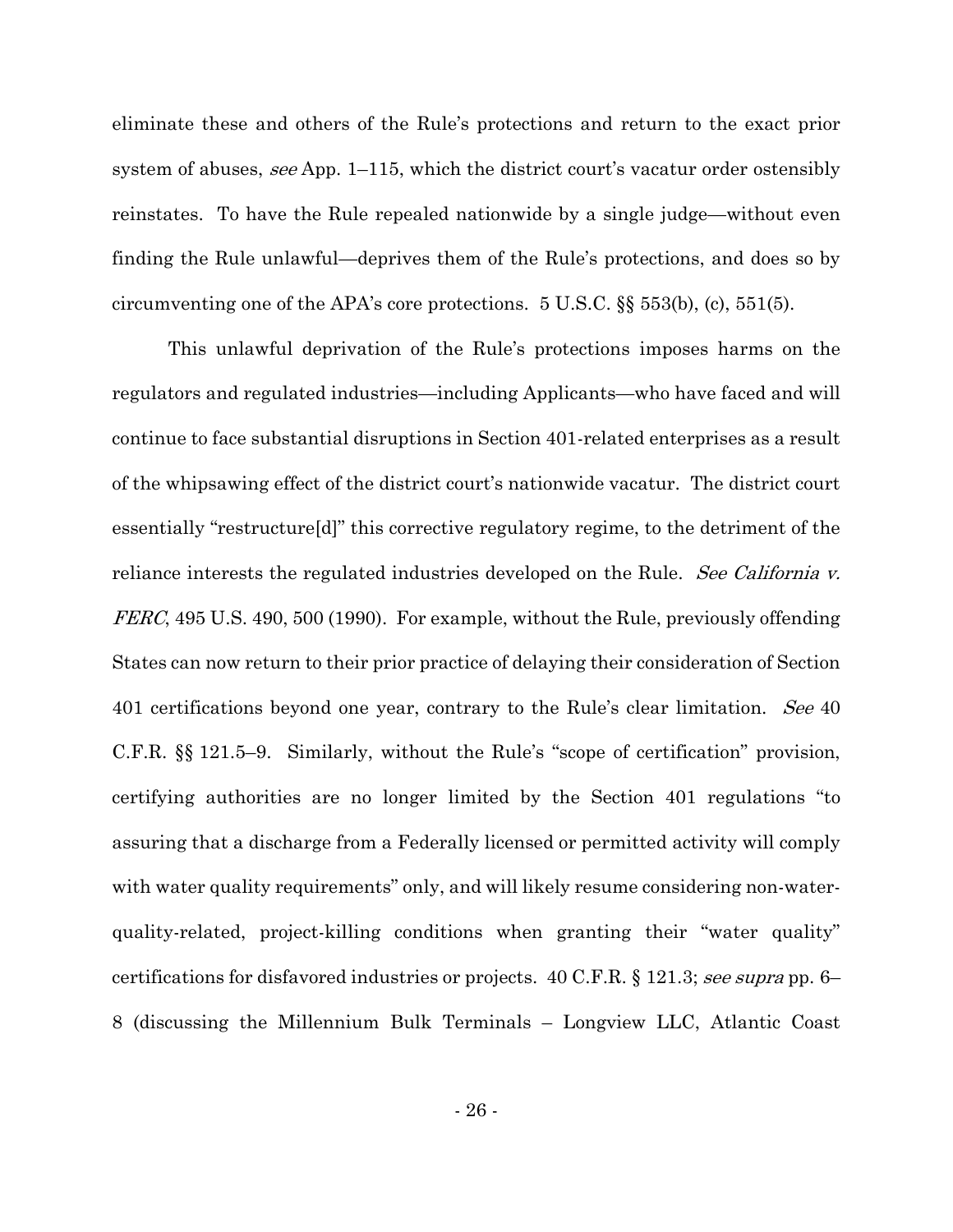eliminate these and others of the Rule's protections and return to the exact prior system of abuses, *see* App. 1–115, which the district court's vacatur order ostensibly reinstates. To have the Rule repealed nationwide by a single judge—without even finding the Rule unlawful—deprives them of the Rule's protections, and does so by circumventing one of the APA's core protections. 5 U.S.C. §§ 553(b), (c), 551(5).

This unlawful deprivation of the Rule's protections imposes harms on the regulators and regulated industries—including Applicants—who have faced and will continue to face substantial disruptions in Section 401-related enterprises as a result of the whipsawing effect of the district court's nationwide vacatur. The district court essentially "restructure[d]" this corrective regulatory regime, to the detriment of the reliance interests the regulated industries developed on the Rule. *See California v. FERC*, 495 U.S. 490, 500 (1990). For example, without the Rule, previously offending States can now return to their prior practice of delaying their consideration of Section 401 certifications beyond one year, contrary to the Rule's clear limitation. *See* 40 C.F.R. §§ 121.5–9. Similarly, without the Rule's "scope of certification" provision, certifying authorities are no longer limited by the Section 401 regulations "to assuring that a discharge from a Federally licensed or permitted activity will comply with water quality requirements" only, and will likely resume considering non-water-quality-related, project-killing conditions when granting their "water quality" certifications for disfavored industries or projects. 40 C.F.R. § 121.3; *see supra* pp. 6–8 (discussing the Millennium Bulk Terminals – Longview LLC, Atlantic Coast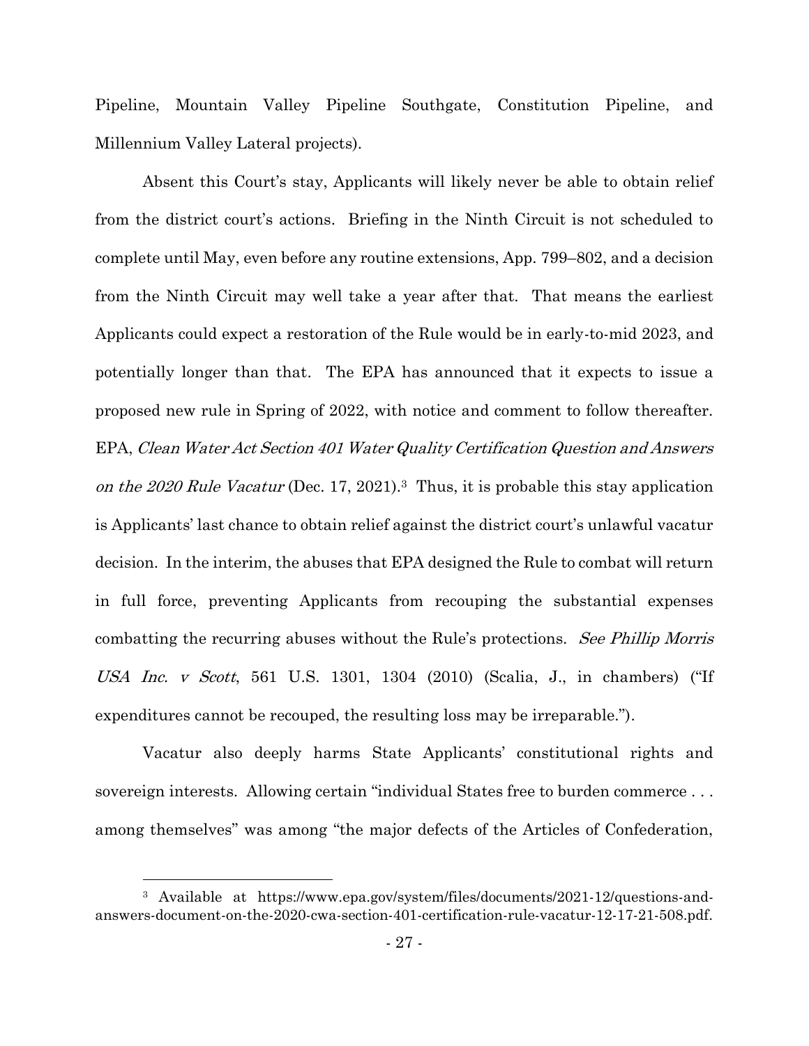Pipeline, Mountain Valley Pipeline Southgate, Constitution Pipeline, and Millennium Valley Lateral projects).

Absent this Court's stay, Applicants will likely never be able to obtain relief from the district court's actions. Briefing in the Ninth Circuit is not scheduled to complete until May, even before any routine extensions, App. 799–802, and a decision from the Ninth Circuit may well take a year after that. That means the earliest Applicants could expect a restoration of the Rule would be in early-to-mid 2023, and potentially longer than that. The EPA has announced that it expects to issue a proposed new rule in Spring of 2022, with notice and comment to follow thereafter. EPA, *Clean Water Act Section 401 Water Quality Certification Question and Answers on the 2020 Rule Vacatur* (Dec. 17, 2021).[3] Thus, it is probable this stay application is Applicants' last chance to obtain relief against the district court's unlawful vacatur decision. In the interim, the abuses that EPA designed the Rule to combat will return in full force, preventing Applicants from recouping the substantial expenses combatting the recurring abuses without the Rule's protections. *See Phillip Morris USA Inc. v Scott*, 561 U.S. 1301, 1304 (2010) (Scalia, J., in chambers) ("If expenditures cannot be recouped, the resulting loss may be irreparable.").

Vacatur also deeply harms State Applicants' constitutional rights and sovereign interests. Allowing certain "individual States free to burden commerce . . . among themselves" was among "the major defects of the Articles of Confederation,

---

[3] Available at https://www.epa.gov/system/files/documents/2021-12/questions-and-answers-document-on-the-2020-cwa-section-401-certification-rule-vacatur-12-17-21-508.pdf.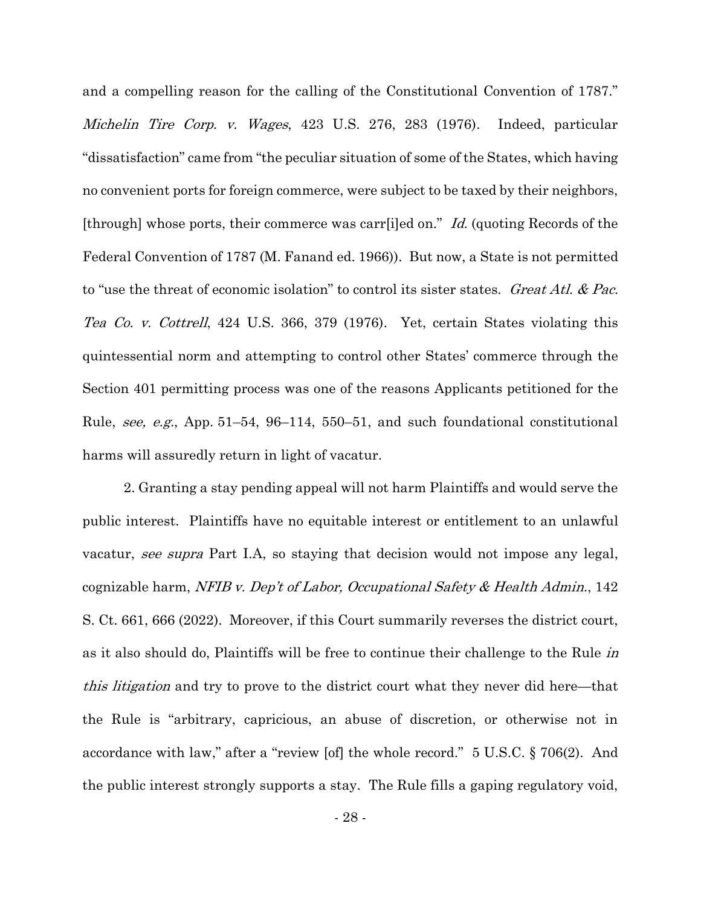and a compelling reason for the calling of the Constitutional Convention of 1787." *Michelin Tire Corp. v. Wages*, 423 U.S. 276, 283 (1976). Indeed, particular "dissatisfaction" came from "the peculiar situation of some of the States, which having no convenient ports for foreign commerce, were subject to be taxed by their neighbors, [through] whose ports, their commerce was carr[i]ed on." *Id.* (quoting Records of the Federal Convention of 1787 (M. Fanand ed. 1966)). But now, a State is not permitted to "use the threat of economic isolation" to control its sister states. *Great Atl. & Pac. Tea Co. v. Cottrell*, 424 U.S. 366, 379 (1976). Yet, certain States violating this quintessential norm and attempting to control other States' commerce through the Section 401 permitting process was one of the reasons Applicants petitioned for the Rule, *see, e.g.*, App. 51–54, 96–114, 550–51, and such foundational constitutional harms will assuredly return in light of vacatur.

2. Granting a stay pending appeal will not harm Plaintiffs and would serve the public interest. Plaintiffs have no equitable interest or entitlement to an unlawful vacatur, *see supra* Part I.A, so staying that decision would not impose any legal, cognizable harm, *NFIB v. Dep't of Labor, Occupational Safety & Health Admin.*, 142 S. Ct. 661, 666 (2022). Moreover, if this Court summarily reverses the district court, as it also should do, Plaintiffs will be free to continue their challenge to the Rule *in this litigation* and try to prove to the district court what they never did here—that the Rule is "arbitrary, capricious, an abuse of discretion, or otherwise not in accordance with law," after a "review [of] the whole record." 5 U.S.C. § 706(2). And the public interest strongly supports a stay. The Rule fills a gaping regulatory void,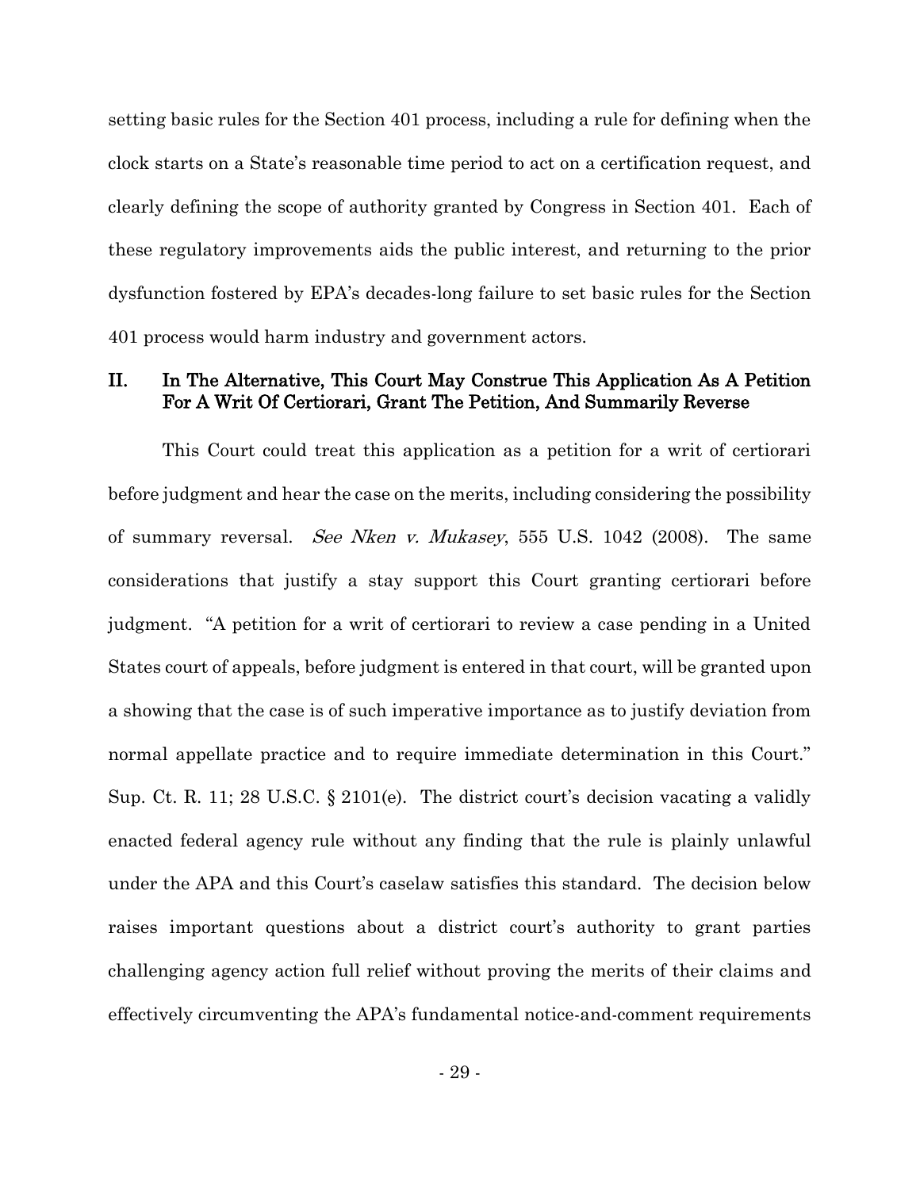setting basic rules for the Section 401 process, including a rule for defining when the clock starts on a State's reasonable time period to act on a certification request, and clearly defining the scope of authority granted by Congress in Section 401. Each of these regulatory improvements aids the public interest, and returning to the prior dysfunction fostered by EPA's decades-long failure to set basic rules for the Section 401 process would harm industry and government actors.

## II. In The Alternative, This Court May Construe This Application As A Petition For A Writ Of Certiorari, Grant The Petition, And Summarily Reverse

This Court could treat this application as a petition for a writ of certiorari before judgment and hear the case on the merits, including considering the possibility of summary reversal. *See Nken v. Mukasey*, 555 U.S. 1042 (2008). The same considerations that justify a stay support this Court granting certiorari before judgment. "A petition for a writ of certiorari to review a case pending in a United States court of appeals, before judgment is entered in that court, will be granted upon a showing that the case is of such imperative importance as to justify deviation from normal appellate practice and to require immediate determination in this Court." Sup. Ct. R. 11; 28 U.S.C. § 2101(e). The district court's decision vacating a validly enacted federal agency rule without any finding that the rule is plainly unlawful under the APA and this Court's caselaw satisfies this standard. The decision below raises important questions about a district court's authority to grant parties challenging agency action full relief without proving the merits of their claims and effectively circumventing the APA's fundamental notice-and-comment requirements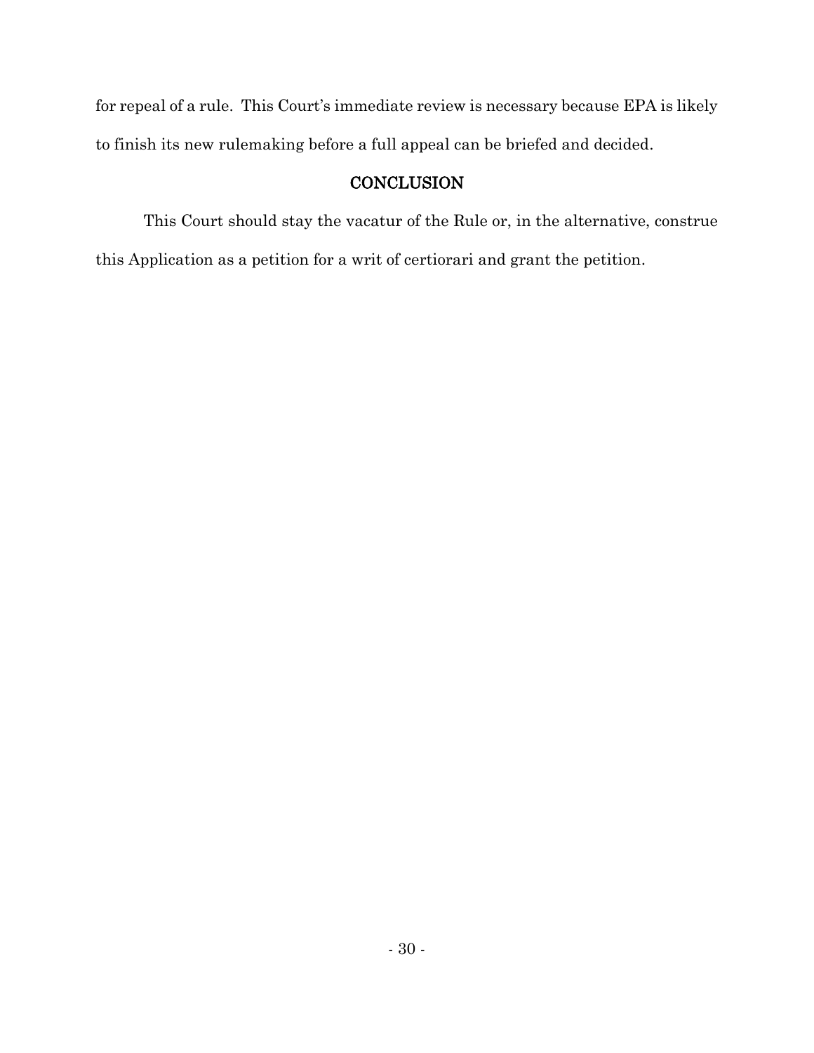for repeal of a rule. This Court's immediate review is necessary because EPA is likely to finish its new rulemaking before a full appeal can be briefed and decided.

## CONCLUSION

This Court should stay the vacatur of the Rule or, in the alternative, construe this Application as a petition for a writ of certiorari and grant the petition.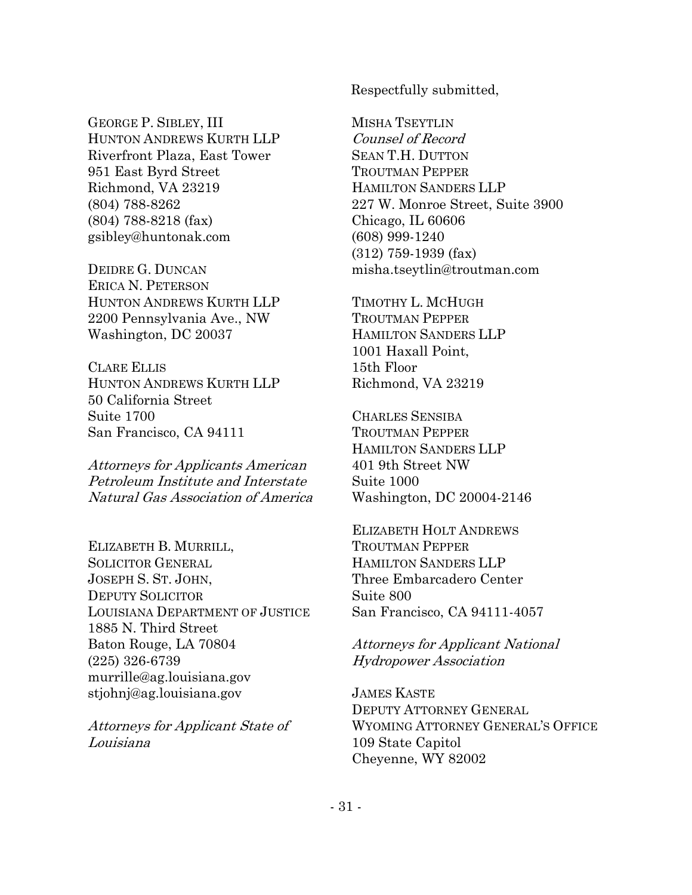Respectfully submitted,

MISHA TSEYTLIN
*Counsel of Record*
SEAN T.H. DUTTON
TROUTMAN PEPPER
HAMILTON SANDERS LLP
227 W. Monroe Street, Suite 3900
Chicago, IL 60606
(608) 999-1240
(312) 759-1939 (fax)
misha.tseytlin@troutman.com

TIMOTHY L. MCHUGH
TROUTMAN PEPPER
HAMILTON SANDERS LLP
1001 Haxall Point,
15th Floor
Richmond, VA 23219

CHARLES SENSIBA
TROUTMAN PEPPER
HAMILTON SANDERS LLP
401 9th Street NW
Suite 1000
Washington, DC 20004-2146

ELIZABETH HOLT ANDREWS
TROUTMAN PEPPER
HAMILTON SANDERS LLP
Three Embarcadero Center
Suite 800
San Francisco, CA 94111-4057

*Attorneys for Applicant National Hydropower Association*

GEORGE P. SIBLEY, III
HUNTON ANDREWS KURTH LLP
Riverfront Plaza, East Tower
951 East Byrd Street
Richmond, VA 23219
(804) 788-8262
(804) 788-8218 (fax)
gsibley@huntonak.com

DEIDRE G. DUNCAN
ERICA N. PETERSON
HUNTON ANDREWS KURTH LLP
2200 Pennsylvania Ave., NW
Washington, DC 20037

CLARE ELLIS
HUNTON ANDREWS KURTH LLP
50 California Street
Suite 1700
San Francisco, CA 94111

*Attorneys for Applicants American Petroleum Institute and Interstate Natural Gas Association of America*

ELIZABETH B. MURRILL,
SOLICITOR GENERAL
JOSEPH S. ST. JOHN,
DEPUTY SOLICITOR
LOUISIANA DEPARTMENT OF JUSTICE
1885 N. Third Street
Baton Rouge, LA 70804
(225) 326-6739
murrille@ag.louisiana.gov
stjohnj@ag.louisiana.gov

*Attorneys for Applicant State of Louisiana*

JAMES KASTE
DEPUTY ATTORNEY GENERAL
WYOMING ATTORNEY GENERAL'S OFFICE
109 State Capitol
Cheyenne, WY 82002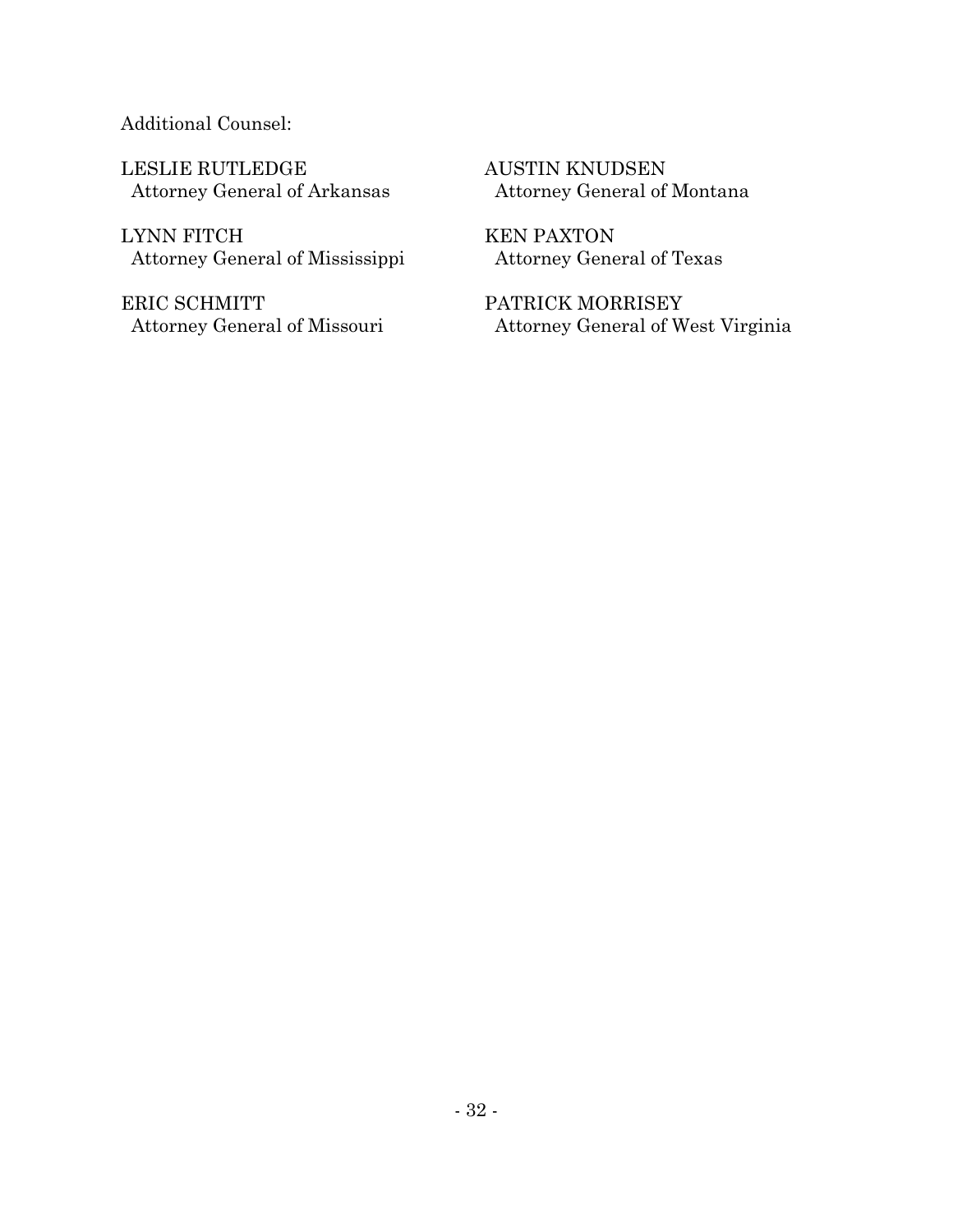Additional Counsel:

LESLIE RUTLEDGE
Attorney General of Arkansas

LYNN FITCH
Attorney General of Mississippi

ERIC SCHMITT
Attorney General of Missouri

AUSTIN KNUDSEN
Attorney General of Montana

KEN PAXTON
Attorney General of Texas

PATRICK MORRISEY
Attorney General of West Virginia